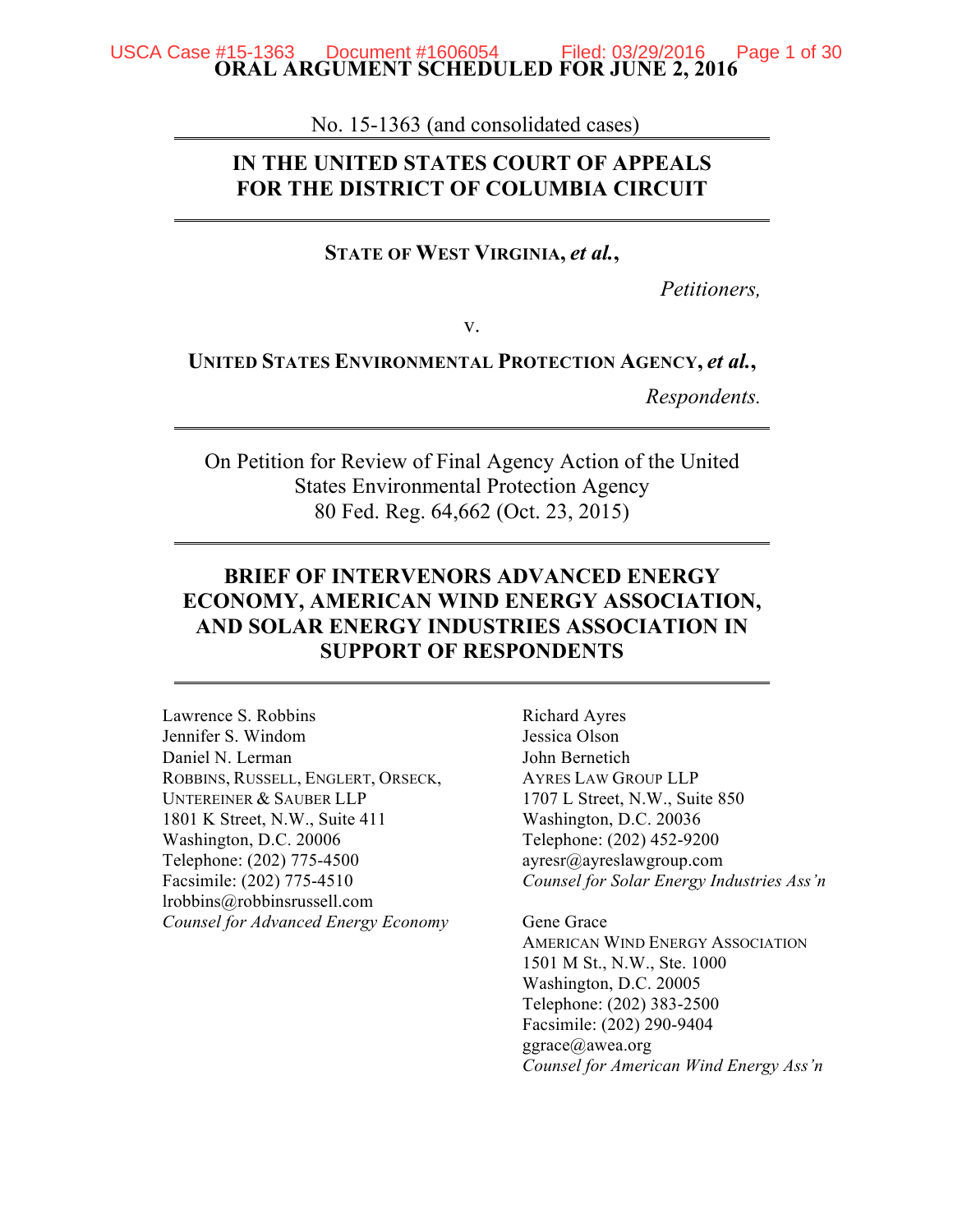**ORAL ARGUMENT SCHEDULED FOR JUNE 2, 2016**

No. 15-1363 (and consolidated cases)

---

**IN THE UNITED STATES COURT OF APPEALS FOR THE DISTRICT OF COLUMBIA CIRCUIT**

---

**STATE OF WEST VIRGINIA, *et al.*,**

*Petitioners,*

v.

**UNITED STATES ENVIRONMENTAL PROTECTION AGENCY, *et al.*,**

*Respondents.*

---

On Petition for Review of Final Agency Action of the United States Environmental Protection Agency
80 Fed. Reg. 64,662 (Oct. 23, 2015)

---

**BRIEF OF INTERVENORS ADVANCED ENERGY ECONOMY, AMERICAN WIND ENERGY ASSOCIATION, AND SOLAR ENERGY INDUSTRIES ASSOCIATION IN SUPPORT OF RESPONDENTS**

---

Lawrence S. Robbins
Jennifer S. Windom
Daniel N. Lerman
ROBBINS, RUSSELL, ENGLERT, ORSECK, UNTEREINER & SAUBER LLP
1801 K Street, N.W., Suite 411
Washington, D.C. 20006
Telephone: (202) 775-4500
Facsimile: (202) 775-4510
lrobbins@robbinsrussell.com
*Counsel for Advanced Energy Economy*

Richard Ayres
Jessica Olson
John Bernetich
AYRES LAW GROUP LLP
1707 L Street, N.W., Suite 850
Washington, D.C. 20036
Telephone: (202) 452-9200
ayresr@ayreslawgroup.com
*Counsel for Solar Energy Industries Ass'n*

Gene Grace
AMERICAN WIND ENERGY ASSOCIATION
1501 M St., N.W., Ste. 1000
Washington, D.C. 20005
Telephone: (202) 383-2500
Facsimile: (202) 290-9404
ggrace@awea.org
*Counsel for American Wind Energy Ass'n*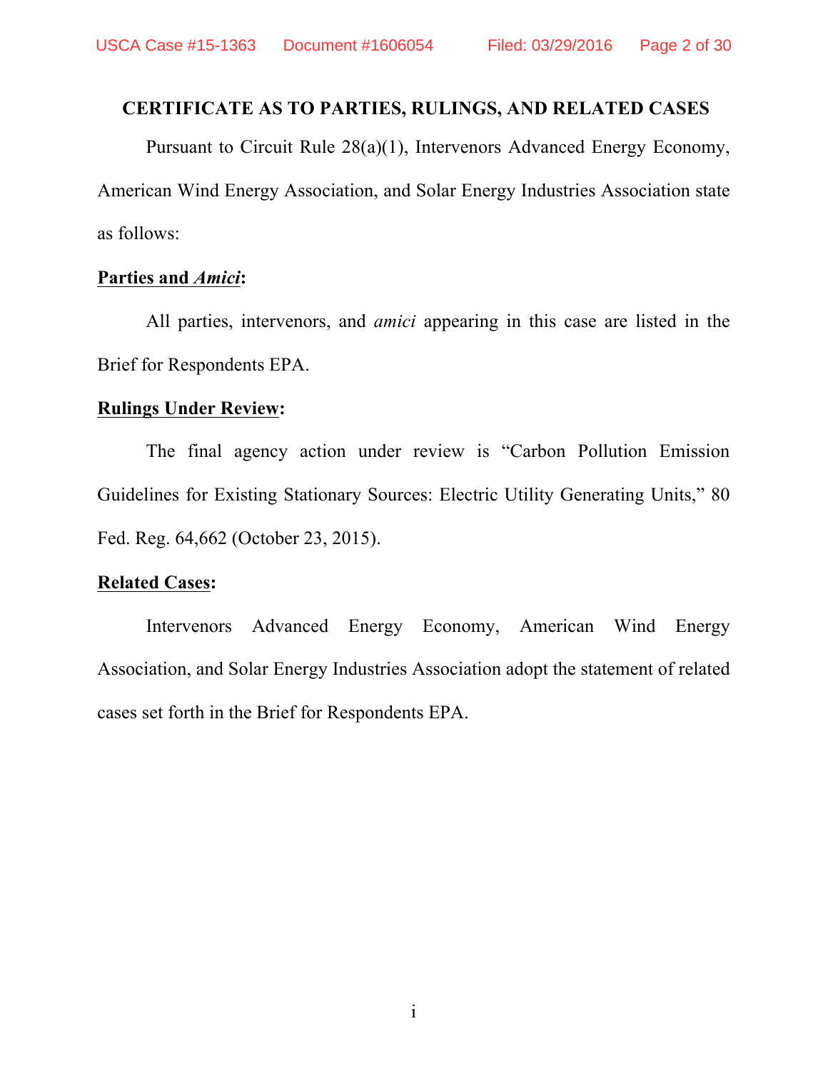**CERTIFICATE AS TO PARTIES, RULINGS, AND RELATED CASES**

Pursuant to Circuit Rule 28(a)(1), Intervenors Advanced Energy Economy, American Wind Energy Association, and Solar Energy Industries Association state as follows:

**Parties and *Amici*:**

All parties, intervenors, and *amici* appearing in this case are listed in the Brief for Respondents EPA.

**Rulings Under Review:**

The final agency action under review is "Carbon Pollution Emission Guidelines for Existing Stationary Sources: Electric Utility Generating Units," 80 Fed. Reg. 64,662 (October 23, 2015).

**Related Cases:**

Intervenors Advanced Energy Economy, American Wind Energy Association, and Solar Energy Industries Association adopt the statement of related cases set forth in the Brief for Respondents EPA.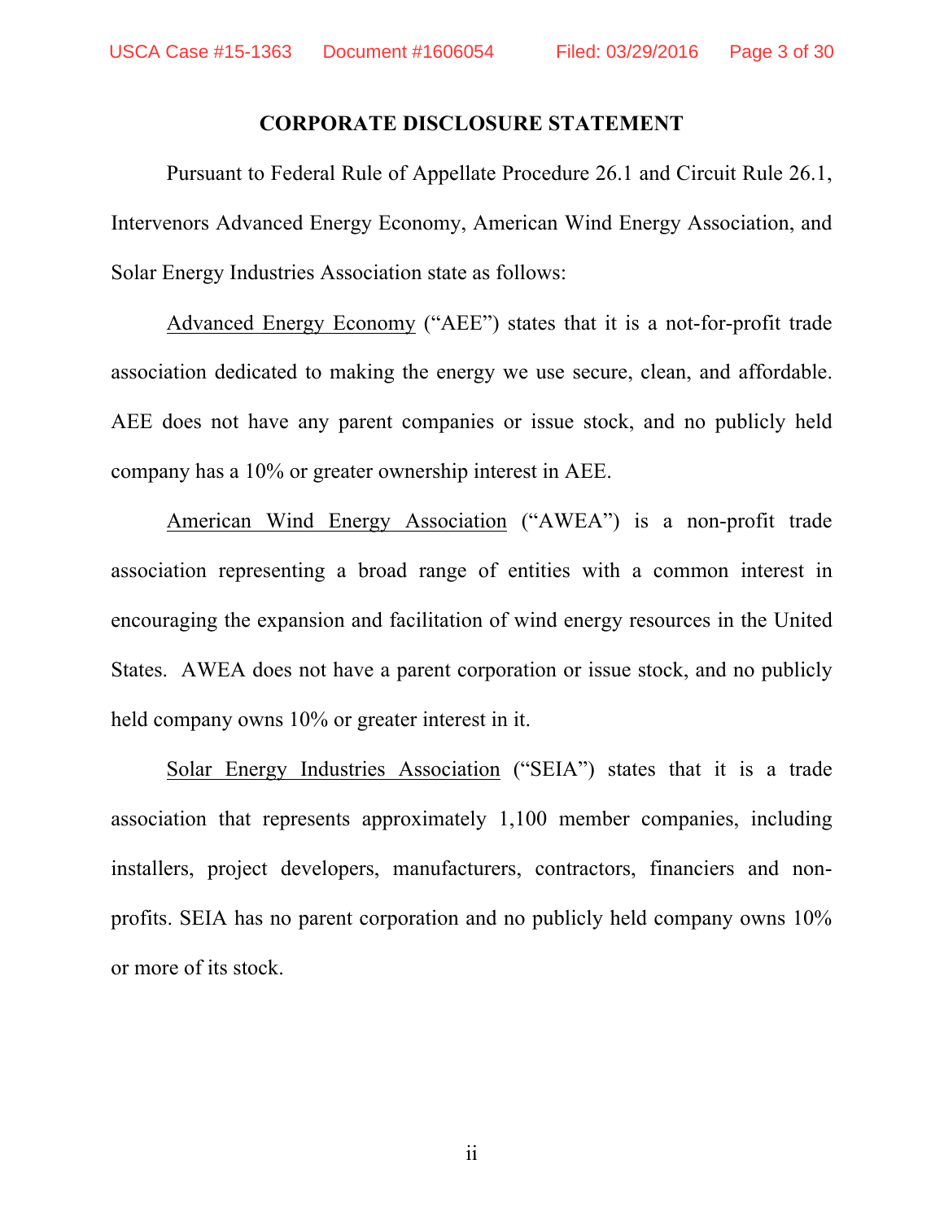## CORPORATE DISCLOSURE STATEMENT

Pursuant to Federal Rule of Appellate Procedure 26.1 and Circuit Rule 26.1, Intervenors Advanced Energy Economy, American Wind Energy Association, and Solar Energy Industries Association state as follows:

Advanced Energy Economy ("AEE") states that it is a not-for-profit trade association dedicated to making the energy we use secure, clean, and affordable. AEE does not have any parent companies or issue stock, and no publicly held company has a 10% or greater ownership interest in AEE.

American Wind Energy Association ("AWEA") is a non-profit trade association representing a broad range of entities with a common interest in encouraging the expansion and facilitation of wind energy resources in the United States. AWEA does not have a parent corporation or issue stock, and no publicly held company owns 10% or greater interest in it.

Solar Energy Industries Association ("SEIA") states that it is a trade association that represents approximately 1,100 member companies, including installers, project developers, manufacturers, contractors, financiers and non-profits. SEIA has no parent corporation and no publicly held company owns 10% or more of its stock.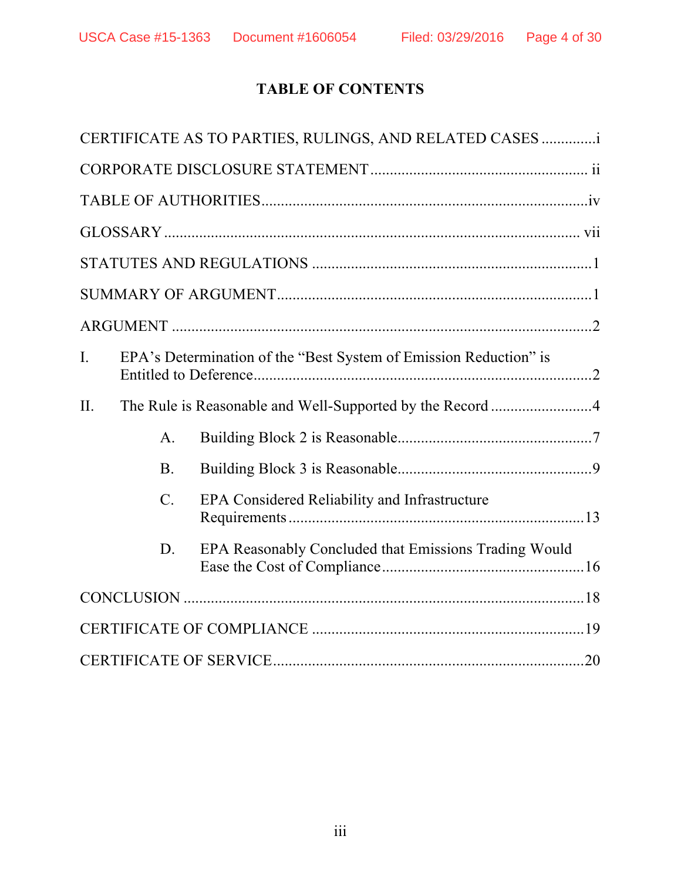# TABLE OF CONTENTS

CERTIFICATE AS TO PARTIES, RULINGS, AND RELATED CASES .............i

CORPORATE DISCLOSURE STATEMENT ....................................................... ii

TABLE OF AUTHORITIES...................................................................................iv

GLOSSARY ......................................................................................................... vii

STATUTES AND REGULATIONS .......................................................................1

SUMMARY OF ARGUMENT................................................................................1

ARGUMENT ..........................................................................................................2

I. EPA's Determination of the "Best System of Emission Reduction" is Entitled to Deference......................................................................................2

II. The Rule is Reasonable and Well-Supported by the Record ..........................4

  A. Building Block 2 is Reasonable.................................................7

  B. Building Block 3 is Reasonable.................................................9

  C. EPA Considered Reliability and Infrastructure Requirements ..........................................................................13

  D. EPA Reasonably Concluded that Emissions Trading Would Ease the Cost of Compliance...................................................16

CONCLUSION .....................................................................................................18

CERTIFICATE OF COMPLIANCE .....................................................................19

CERTIFICATE OF SERVICE...............................................................................20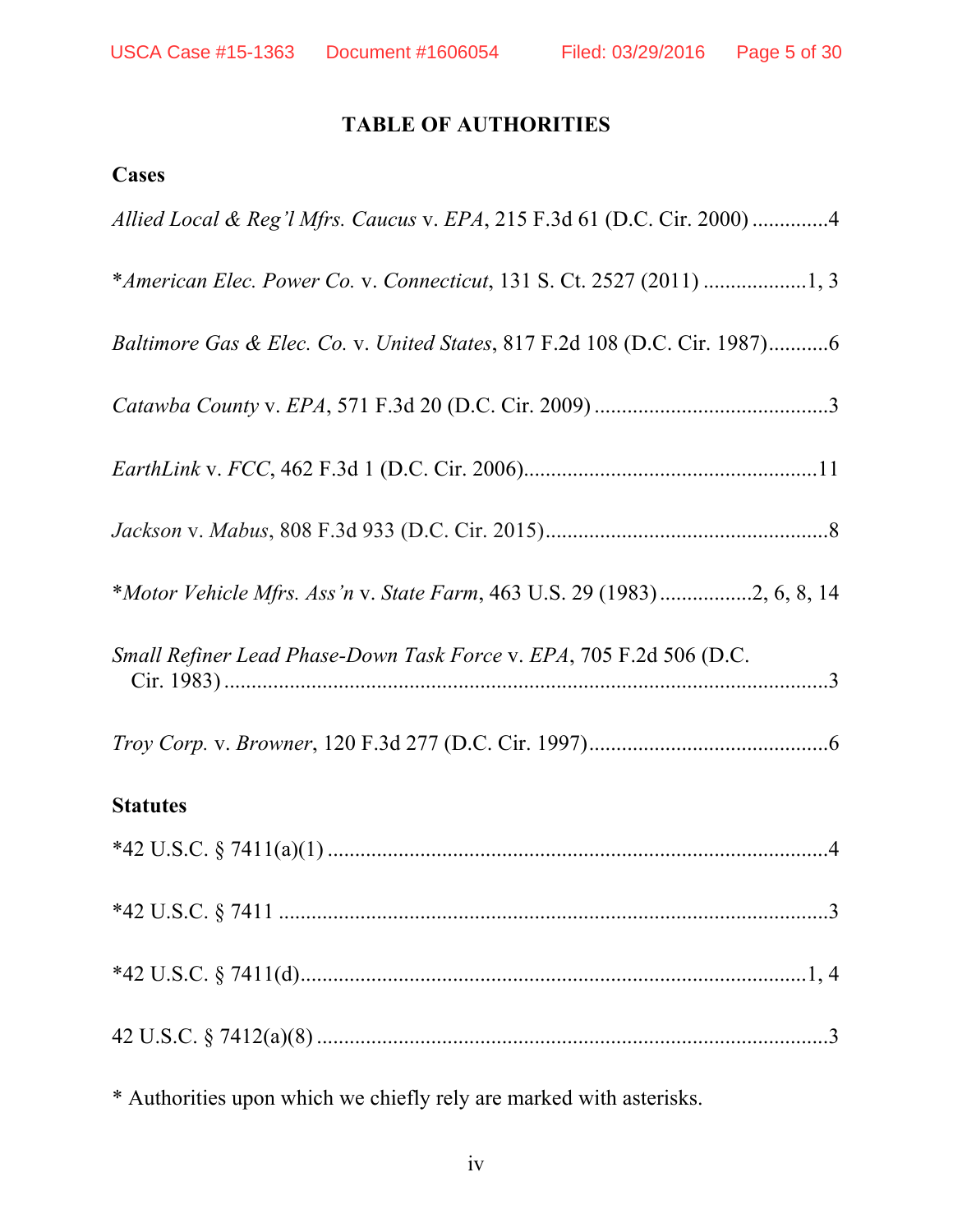## TABLE OF AUTHORITIES

### Cases

*Allied Local & Reg'l Mfrs. Caucus* v. *EPA*, 215 F.3d 61 (D.C. Cir. 2000) ..............4

*\*American Elec. Power Co.* v. *Connecticut*, 131 S. Ct. 2527 (2011) ...................1, 3

*Baltimore Gas & Elec. Co.* v. *United States*, 817 F.2d 108 (D.C. Cir. 1987)...........6

*Catawba County* v. *EPA*, 571 F.3d 20 (D.C. Cir. 2009) ...........................................3

*EarthLink* v. *FCC*, 462 F.3d 1 (D.C. Cir. 2006)......................................................11

*Jackson* v. *Mabus*, 808 F.3d 933 (D.C. Cir. 2015)....................................................8

*\*Motor Vehicle Mfrs. Ass'n* v. *State Farm*, 463 U.S. 29 (1983) .................2, 6, 8, 14

*Small Refiner Lead Phase-Down Task Force* v. *EPA*, 705 F.2d 506 (D.C. Cir. 1983) ..................................................................................................3

*Troy Corp.* v. *Browner*, 120 F.3d 277 (D.C. Cir. 1997)............................................6

### Statutes

\*42 U.S.C. § 7411(a)(1) ...........................................................................................4

\*42 U.S.C. § 7411 .....................................................................................................3

\*42 U.S.C. § 7411(d)............................................................................................1, 4

42 U.S.C. § 7412(a)(8) .............................................................................................3

\* Authorities upon which we chiefly rely are marked with asterisks.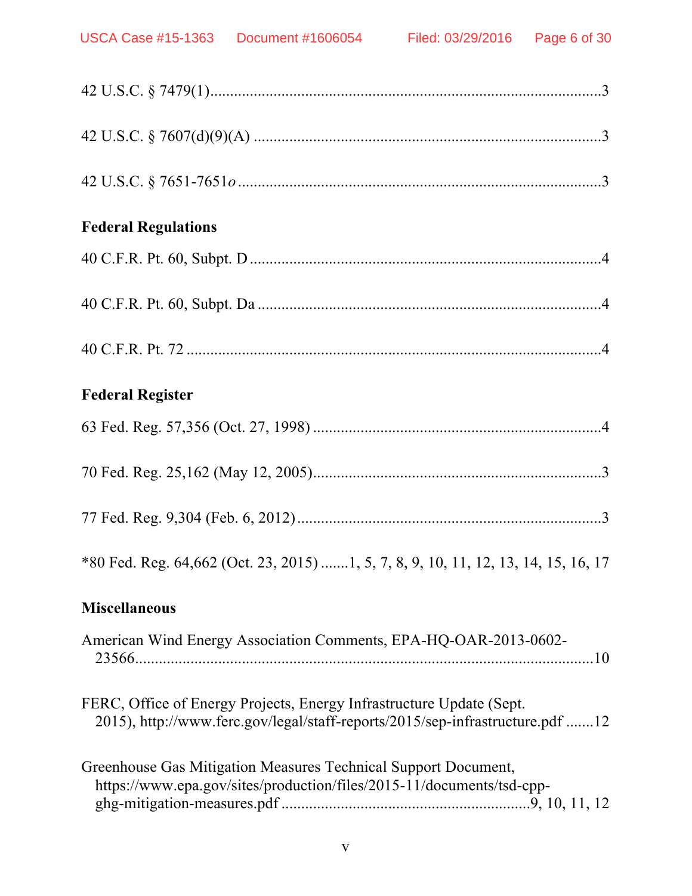42 U.S.C. § 7479(1)....................................................................................3

42 U.S.C. § 7607(d)(9)(A) ........................................................................3

42 U.S.C. § 7651-7651*o* ..........................................................................3

**Federal Regulations**

40 C.F.R. Pt. 60, Subpt. D ........................................................................4

40 C.F.R. Pt. 60, Subpt. Da ......................................................................4

40 C.F.R. Pt. 72 ........................................................................................4

**Federal Register**

63 Fed. Reg. 57,356 (Oct. 27, 1998) .......................................................4

70 Fed. Reg. 25,162 (May 12, 2005)........................................................3

77 Fed. Reg. 9,304 (Feb. 6, 2012) ...........................................................3

*80 Fed. Reg. 64,662 (Oct. 23, 2015) .......1, 5, 7, 8, 9, 10, 11, 12, 13, 14, 15, 16, 17

**Miscellaneous**

American Wind Energy Association Comments, EPA-HQ-OAR-2013-0602-23566....................................................................................................10

FERC, Office of Energy Projects, Energy Infrastructure Update (Sept. 2015), http://www.ferc.gov/legal/staff-reports/2015/sep-infrastructure.pdf .......12

Greenhouse Gas Mitigation Measures Technical Support Document, https://www.epa.gov/sites/production/files/2015-11/documents/tsd-cpp-ghg-mitigation-measures.pdf ..............................................................9, 10, 11, 12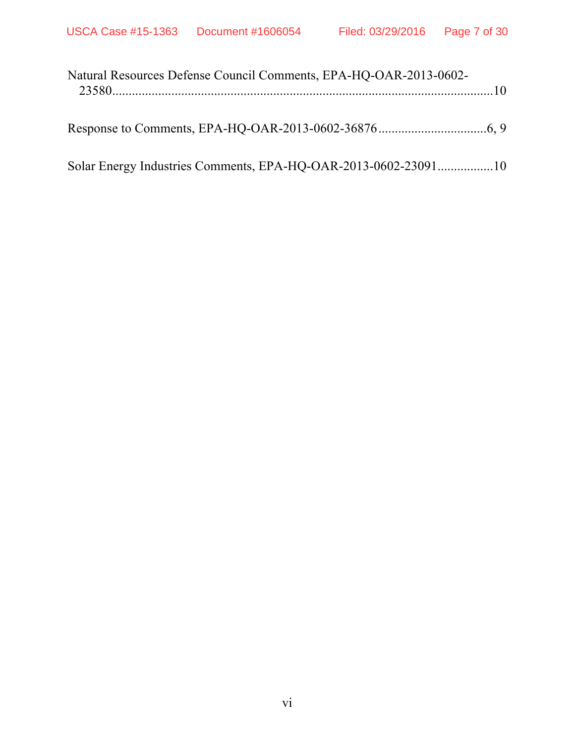Natural Resources Defense Council Comments, EPA-HQ-OAR-2013-0602-23580..........................................................................................................10

Response to Comments, EPA-HQ-OAR-2013-0602-36876.................................6, 9

Solar Energy Industries Comments, EPA-HQ-OAR-2013-0602-23091................10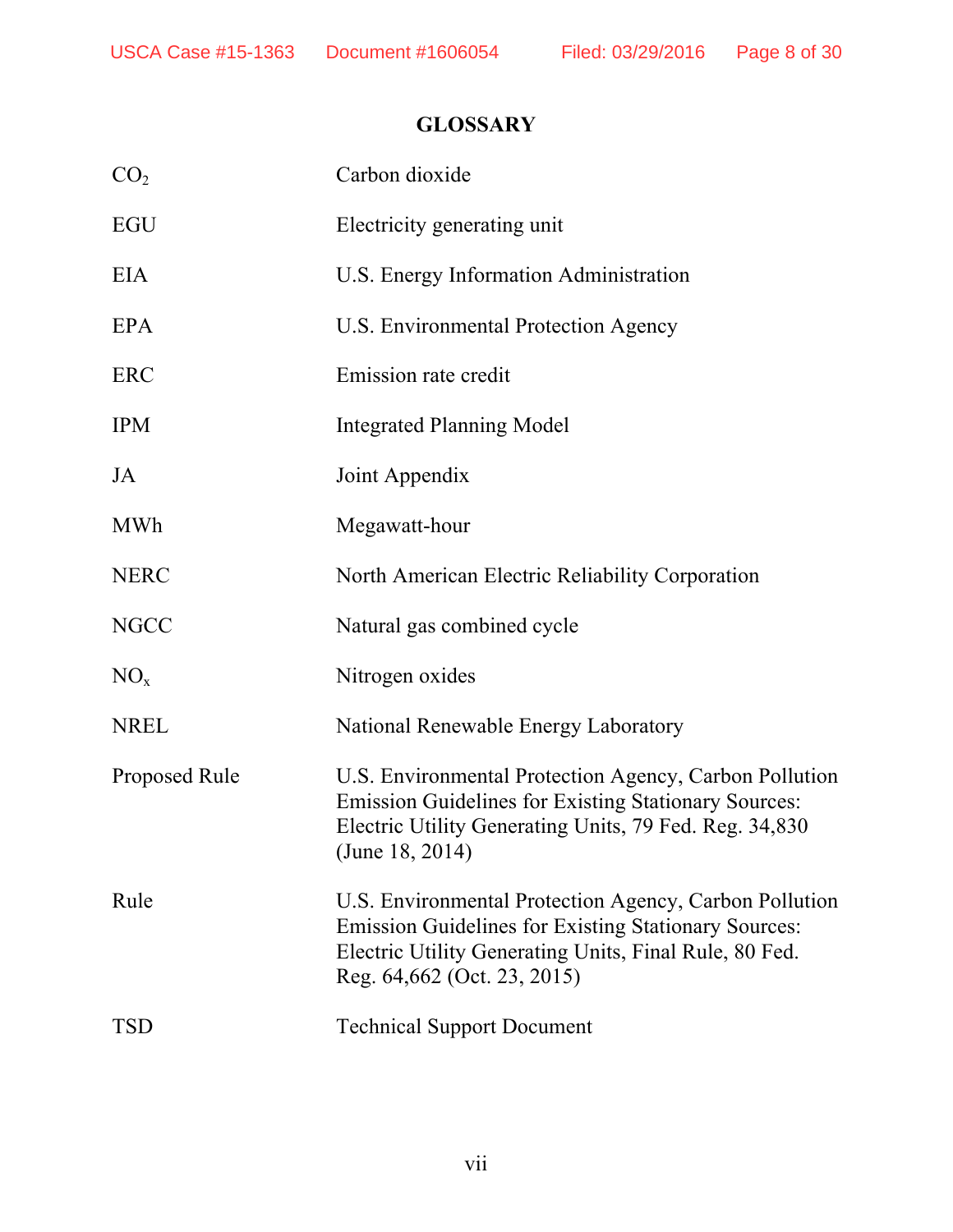# GLOSSARY

| | |
|---|---|
| $CO_2$ | Carbon dioxide |
| EGU | Electricity generating unit |
| EIA | U.S. Energy Information Administration |
| EPA | U.S. Environmental Protection Agency |
| ERC | Emission rate credit |
| IPM | Integrated Planning Model |
| JA | Joint Appendix |
| MWh | Megawatt-hour |
| NERC | North American Electric Reliability Corporation |
| NGCC | Natural gas combined cycle |
| $NO_x$ | Nitrogen oxides |
| NREL | National Renewable Energy Laboratory |
| Proposed Rule | U.S. Environmental Protection Agency, Carbon Pollution Emission Guidelines for Existing Stationary Sources: Electric Utility Generating Units, 79 Fed. Reg. 34,830 (June 18, 2014) |
| Rule | U.S. Environmental Protection Agency, Carbon Pollution Emission Guidelines for Existing Stationary Sources: Electric Utility Generating Units, Final Rule, 80 Fed. Reg. 64,662 (Oct. 23, 2015) |
| TSD | Technical Support Document |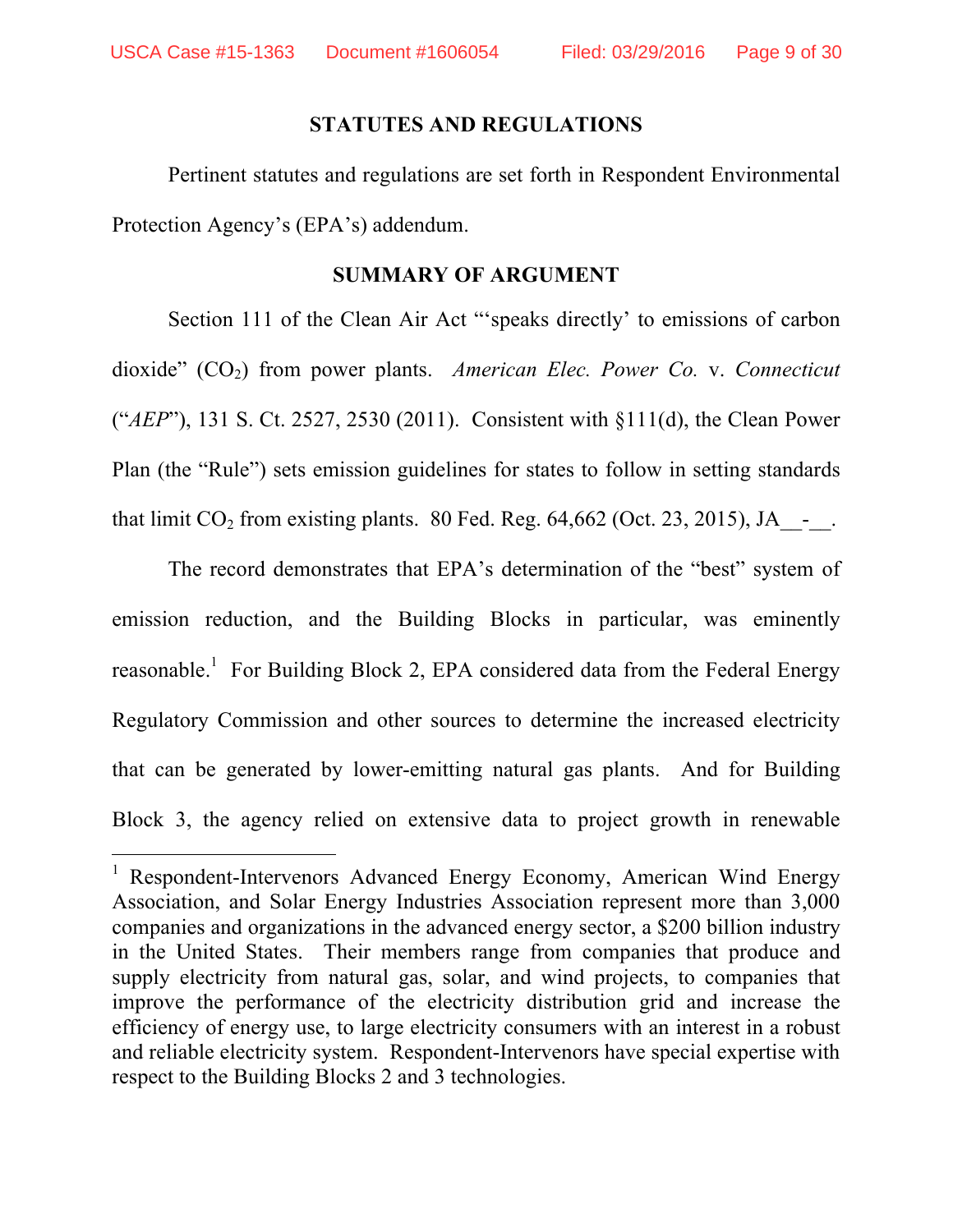## STATUTES AND REGULATIONS

Pertinent statutes and regulations are set forth in Respondent Environmental Protection Agency's (EPA's) addendum.

## SUMMARY OF ARGUMENT

Section 111 of the Clean Air Act "'speaks directly' to emissions of carbon dioxide" ($CO_2$) from power plants. *American Elec. Power Co.* v. *Connecticut* ("*AEP*"), 131 S. Ct. 2527, 2530 (2011). Consistent with §111(d), the Clean Power Plan (the "Rule") sets emission guidelines for states to follow in setting standards that limit $CO_2$ from existing plants. 80 Fed. Reg. 64,662 (Oct. 23, 2015), JA__-__.

The record demonstrates that EPA's determination of the "best" system of emission reduction, and the Building Blocks in particular, was eminently reasonable.[1] For Building Block 2, EPA considered data from the Federal Energy Regulatory Commission and other sources to determine the increased electricity that can be generated by lower-emitting natural gas plants. And for Building Block 3, the agency relied on extensive data to project growth in renewable

---

[1] Respondent-Intervenors Advanced Energy Economy, American Wind Energy Association, and Solar Energy Industries Association represent more than 3,000 companies and organizations in the advanced energy sector, a $200 billion industry in the United States. Their members range from companies that produce and supply electricity from natural gas, solar, and wind projects, to companies that improve the performance of the electricity distribution grid and increase the efficiency of energy use, to large electricity consumers with an interest in a robust and reliable electricity system. Respondent-Intervenors have special expertise with respect to the Building Blocks 2 and 3 technologies.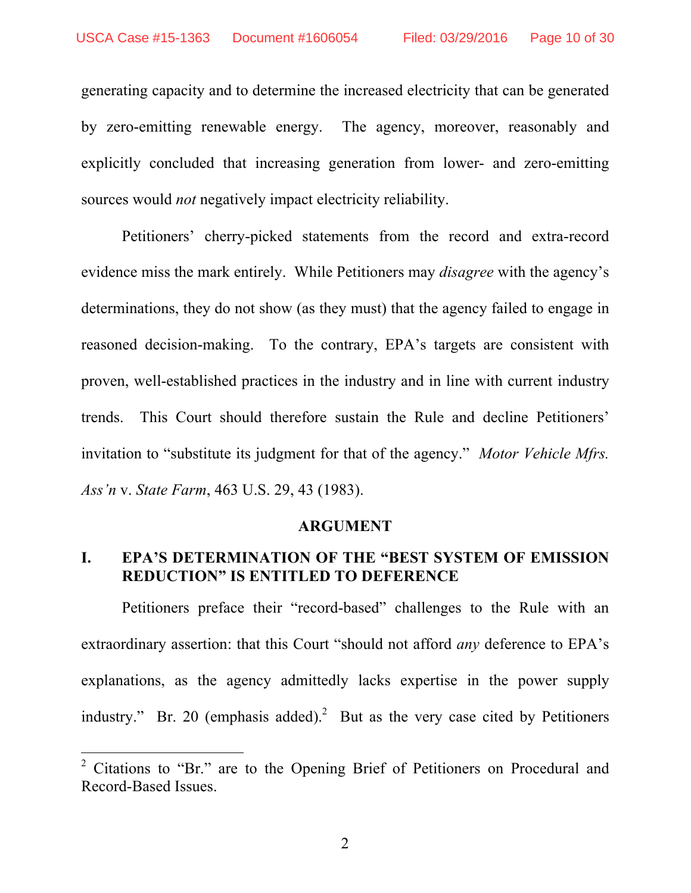generating capacity and to determine the increased electricity that can be generated by zero-emitting renewable energy. The agency, moreover, reasonably and explicitly concluded that increasing generation from lower- and zero-emitting sources would *not* negatively impact electricity reliability.

Petitioners' cherry-picked statements from the record and extra-record evidence miss the mark entirely. While Petitioners may *disagree* with the agency's determinations, they do not show (as they must) that the agency failed to engage in reasoned decision-making. To the contrary, EPA's targets are consistent with proven, well-established practices in the industry and in line with current industry trends. This Court should therefore sustain the Rule and decline Petitioners' invitation to "substitute its judgment for that of the agency." *Motor Vehicle Mfrs. Ass'n* v. *State Farm*, 463 U.S. 29, 43 (1983).

## ARGUMENT

### I. EPA'S DETERMINATION OF THE "BEST SYSTEM OF EMISSION REDUCTION" IS ENTITLED TO DEFERENCE

Petitioners preface their "record-based" challenges to the Rule with an extraordinary assertion: that this Court "should not afford *any* deference to EPA's explanations, as the agency admittedly lacks expertise in the power supply industry." Br. 20 (emphasis added).[2] But as the very case cited by Petitioners

[2] Citations to "Br." are to the Opening Brief of Petitioners on Procedural and Record-Based Issues.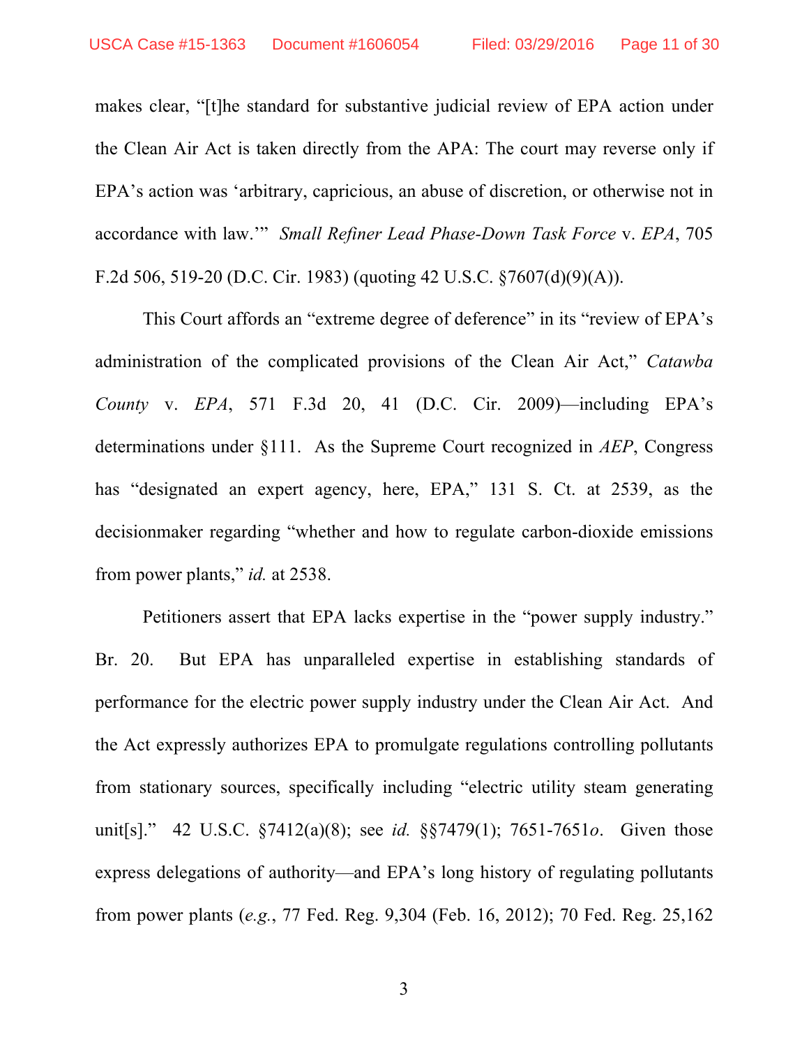makes clear, "[t]he standard for substantive judicial review of EPA action under the Clean Air Act is taken directly from the APA: The court may reverse only if EPA's action was 'arbitrary, capricious, an abuse of discretion, or otherwise not in accordance with law.'" *Small Refiner Lead Phase-Down Task Force* v. *EPA*, 705 F.2d 506, 519-20 (D.C. Cir. 1983) (quoting 42 U.S.C. §7607(d)(9)(A)).

This Court affords an "extreme degree of deference" in its "review of EPA's administration of the complicated provisions of the Clean Air Act," *Catawba County* v. *EPA*, 571 F.3d 20, 41 (D.C. Cir. 2009)—including EPA's determinations under §111. As the Supreme Court recognized in *AEP*, Congress has "designated an expert agency, here, EPA," 131 S. Ct. at 2539, as the decisionmaker regarding "whether and how to regulate carbon-dioxide emissions from power plants," *id.* at 2538.

Petitioners assert that EPA lacks expertise in the "power supply industry." Br. 20. But EPA has unparalleled expertise in establishing standards of performance for the electric power supply industry under the Clean Air Act. And the Act expressly authorizes EPA to promulgate regulations controlling pollutants from stationary sources, specifically including "electric utility steam generating unit[s]." 42 U.S.C. §7412(a)(8); see *id.* §§7479(1); 7651-7651*o*. Given those express delegations of authority—and EPA's long history of regulating pollutants from power plants (*e.g.*, 77 Fed. Reg. 9,304 (Feb. 16, 2012); 70 Fed. Reg. 25,162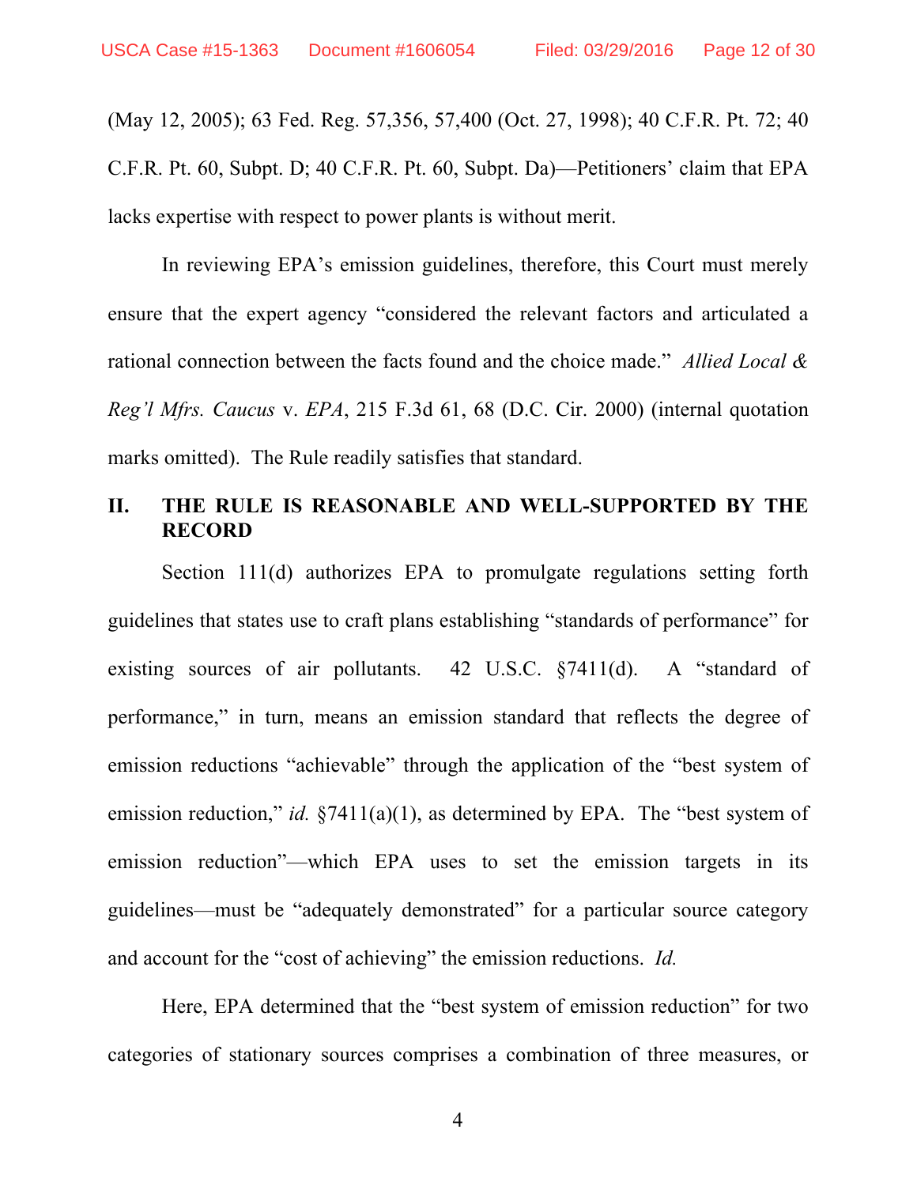(May 12, 2005); 63 Fed. Reg. 57,356, 57,400 (Oct. 27, 1998); 40 C.F.R. Pt. 72; 40 C.F.R. Pt. 60, Subpt. D; 40 C.F.R. Pt. 60, Subpt. Da)—Petitioners' claim that EPA lacks expertise with respect to power plants is without merit.

In reviewing EPA's emission guidelines, therefore, this Court must merely ensure that the expert agency "considered the relevant factors and articulated a rational connection between the facts found and the choice made." *Allied Local & Reg'l Mfrs. Caucus* v. *EPA*, 215 F.3d 61, 68 (D.C. Cir. 2000) (internal quotation marks omitted). The Rule readily satisfies that standard.

## II. THE RULE IS REASONABLE AND WELL-SUPPORTED BY THE RECORD

Section 111(d) authorizes EPA to promulgate regulations setting forth guidelines that states use to craft plans establishing "standards of performance" for existing sources of air pollutants. 42 U.S.C. §7411(d). A "standard of performance," in turn, means an emission standard that reflects the degree of emission reductions "achievable" through the application of the "best system of emission reduction," *id.* §7411(a)(1), as determined by EPA. The "best system of emission reduction"—which EPA uses to set the emission targets in its guidelines—must be "adequately demonstrated" for a particular source category and account for the "cost of achieving" the emission reductions. *Id.*

Here, EPA determined that the "best system of emission reduction" for two categories of stationary sources comprises a combination of three measures, or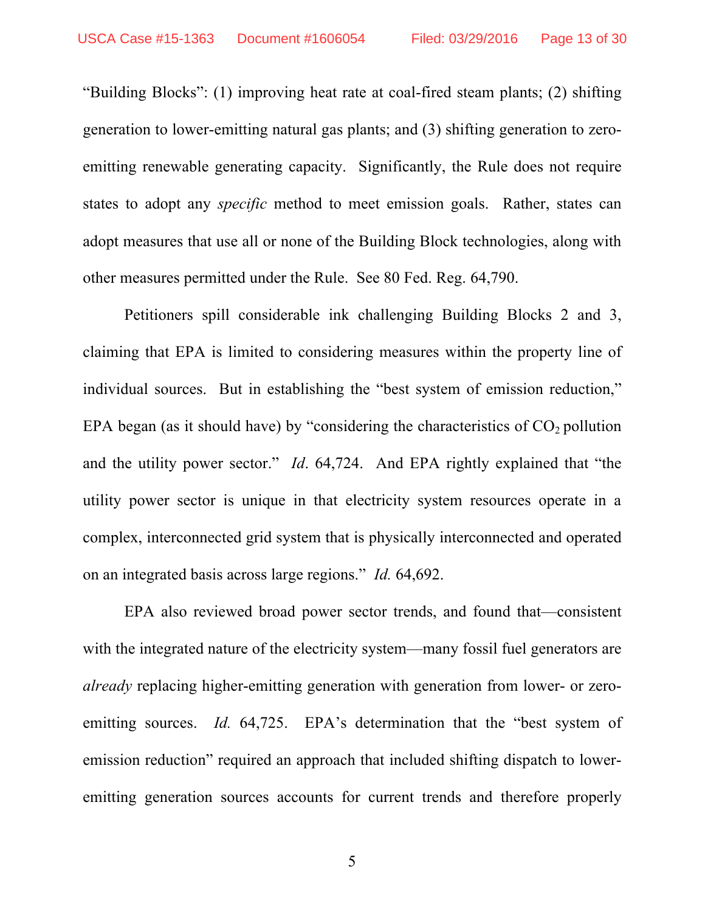"Building Blocks": (1) improving heat rate at coal-fired steam plants; (2) shifting generation to lower-emitting natural gas plants; and (3) shifting generation to zero-emitting renewable generating capacity. Significantly, the Rule does not require states to adopt any *specific* method to meet emission goals. Rather, states can adopt measures that use all or none of the Building Block technologies, along with other measures permitted under the Rule. See 80 Fed. Reg. 64,790.

Petitioners spill considerable ink challenging Building Blocks 2 and 3, claiming that EPA is limited to considering measures within the property line of individual sources. But in establishing the "best system of emission reduction," EPA began (as it should have) by "considering the characteristics of $CO_2$ pollution and the utility power sector." *Id*. 64,724. And EPA rightly explained that "the utility power sector is unique in that electricity system resources operate in a complex, interconnected grid system that is physically interconnected and operated on an integrated basis across large regions." *Id.* 64,692.

EPA also reviewed broad power sector trends, and found that—consistent with the integrated nature of the electricity system—many fossil fuel generators are *already* replacing higher-emitting generation with generation from lower- or zero-emitting sources. *Id.* 64,725. EPA's determination that the "best system of emission reduction" required an approach that included shifting dispatch to lower-emitting generation sources accounts for current trends and therefore properly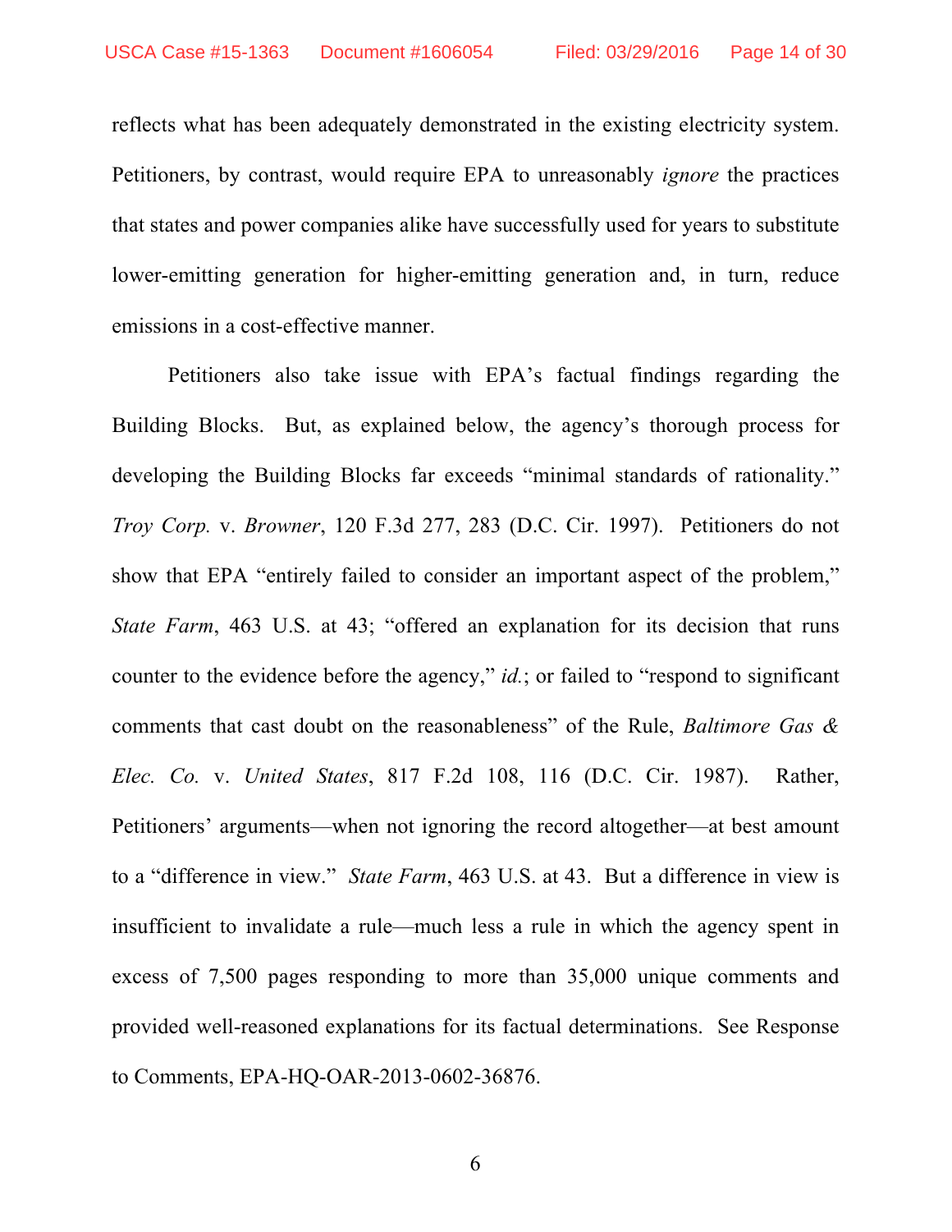reflects what has been adequately demonstrated in the existing electricity system. Petitioners, by contrast, would require EPA to unreasonably *ignore* the practices that states and power companies alike have successfully used for years to substitute lower-emitting generation for higher-emitting generation and, in turn, reduce emissions in a cost-effective manner.

Petitioners also take issue with EPA's factual findings regarding the Building Blocks. But, as explained below, the agency's thorough process for developing the Building Blocks far exceeds "minimal standards of rationality." *Troy Corp.* v. *Browner*, 120 F.3d 277, 283 (D.C. Cir. 1997). Petitioners do not show that EPA "entirely failed to consider an important aspect of the problem," *State Farm*, 463 U.S. at 43; "offered an explanation for its decision that runs counter to the evidence before the agency," *id.*; or failed to "respond to significant comments that cast doubt on the reasonableness" of the Rule, *Baltimore Gas & Elec. Co.* v. *United States*, 817 F.2d 108, 116 (D.C. Cir. 1987). Rather, Petitioners' arguments—when not ignoring the record altogether—at best amount to a "difference in view." *State Farm*, 463 U.S. at 43. But a difference in view is insufficient to invalidate a rule—much less a rule in which the agency spent in excess of 7,500 pages responding to more than 35,000 unique comments and provided well-reasoned explanations for its factual determinations. See Response to Comments, EPA-HQ-OAR-2013-0602-36876.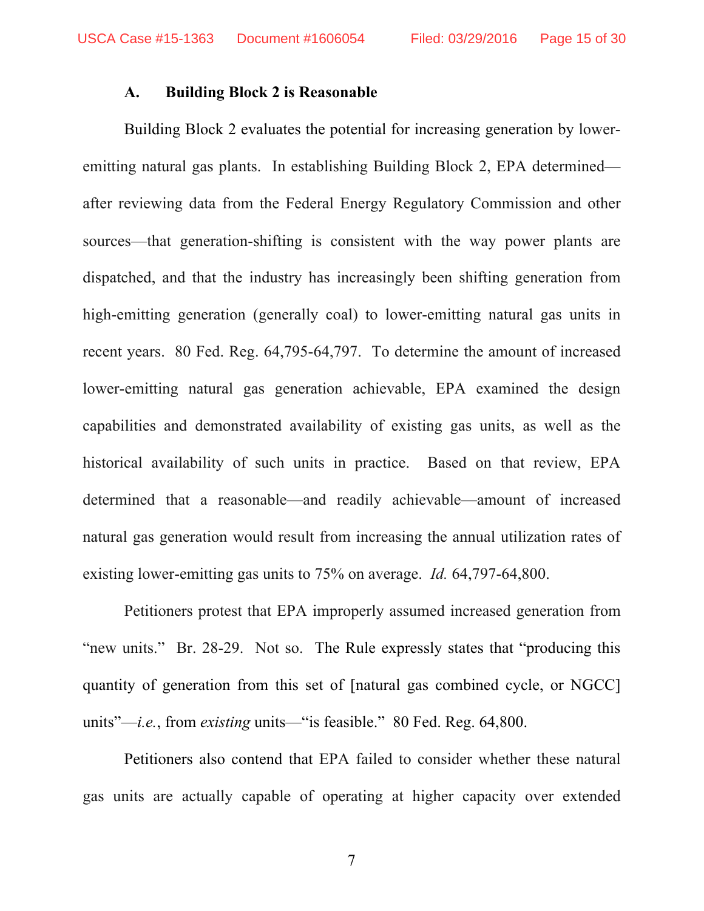### A. Building Block 2 is Reasonable

Building Block 2 evaluates the potential for increasing generation by lower-emitting natural gas plants. In establishing Building Block 2, EPA determined—after reviewing data from the Federal Energy Regulatory Commission and other sources—that generation-shifting is consistent with the way power plants are dispatched, and that the industry has increasingly been shifting generation from high-emitting generation (generally coal) to lower-emitting natural gas units in recent years. 80 Fed. Reg. 64,795-64,797. To determine the amount of increased lower-emitting natural gas generation achievable, EPA examined the design capabilities and demonstrated availability of existing gas units, as well as the historical availability of such units in practice. Based on that review, EPA determined that a reasonable—and readily achievable—amount of increased natural gas generation would result from increasing the annual utilization rates of existing lower-emitting gas units to 75% on average. *Id.* 64,797-64,800.

Petitioners protest that EPA improperly assumed increased generation from "new units." Br. 28-29. Not so. The Rule expressly states that "producing this quantity of generation from this set of [natural gas combined cycle, or NGCC] units"—*i.e.*, from *existing* units—"is feasible." 80 Fed. Reg. 64,800.

Petitioners also contend that EPA failed to consider whether these natural gas units are actually capable of operating at higher capacity over extended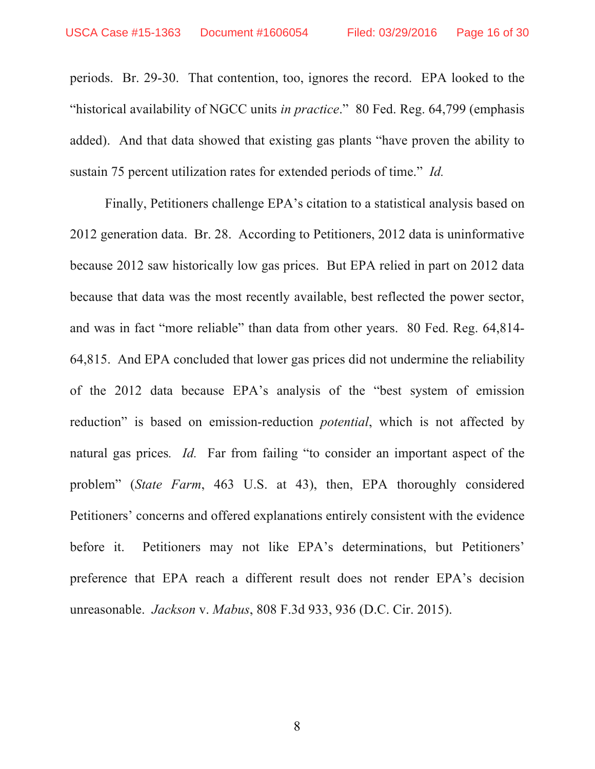periods. Br. 29-30. That contention, too, ignores the record. EPA looked to the "historical availability of NGCC units *in practice*." 80 Fed. Reg. 64,799 (emphasis added). And that data showed that existing gas plants "have proven the ability to sustain 75 percent utilization rates for extended periods of time." *Id.*

Finally, Petitioners challenge EPA's citation to a statistical analysis based on 2012 generation data. Br. 28. According to Petitioners, 2012 data is uninformative because 2012 saw historically low gas prices. But EPA relied in part on 2012 data because that data was the most recently available, best reflected the power sector, and was in fact "more reliable" than data from other years. 80 Fed. Reg. 64,814-64,815. And EPA concluded that lower gas prices did not undermine the reliability of the 2012 data because EPA's analysis of the "best system of emission reduction" is based on emission-reduction *potential*, which is not affected by natural gas prices. *Id.* Far from failing "to consider an important aspect of the problem" (*State Farm*, 463 U.S. at 43), then, EPA thoroughly considered Petitioners' concerns and offered explanations entirely consistent with the evidence before it. Petitioners may not like EPA's determinations, but Petitioners' preference that EPA reach a different result does not render EPA's decision unreasonable. *Jackson* v. *Mabus*, 808 F.3d 933, 936 (D.C. Cir. 2015).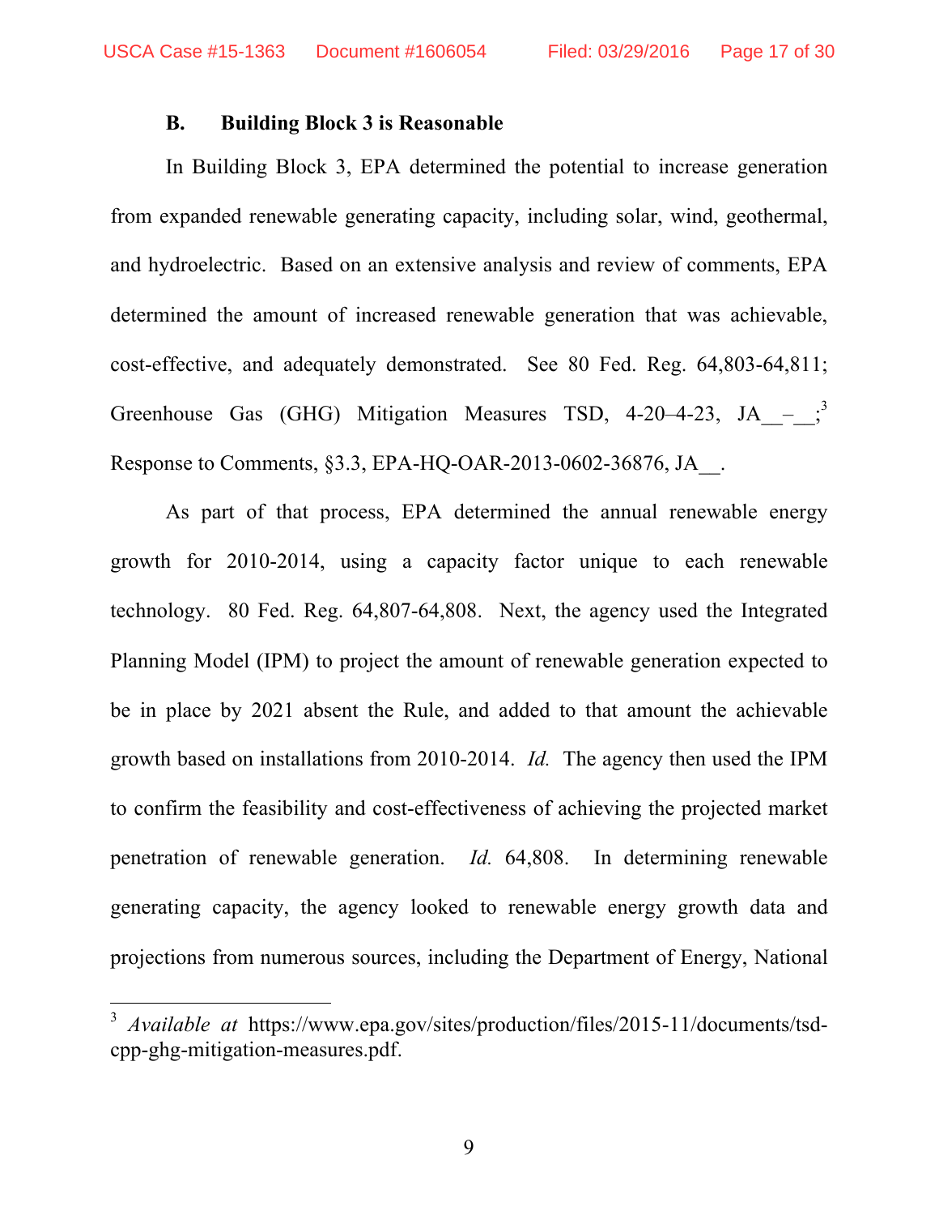### B. Building Block 3 is Reasonable

In Building Block 3, EPA determined the potential to increase generation from expanded renewable generating capacity, including solar, wind, geothermal, and hydroelectric. Based on an extensive analysis and review of comments, EPA determined the amount of increased renewable generation that was achievable, cost-effective, and adequately demonstrated. See 80 Fed. Reg. 64,803-64,811; Greenhouse Gas (GHG) Mitigation Measures TSD, 4-20–4-23, JA__–__;[3] Response to Comments, §3.3, EPA-HQ-OAR-2013-0602-36876, JA__.

As part of that process, EPA determined the annual renewable energy growth for 2010-2014, using a capacity factor unique to each renewable technology. 80 Fed. Reg. 64,807-64,808. Next, the agency used the Integrated Planning Model (IPM) to project the amount of renewable generation expected to be in place by 2021 absent the Rule, and added to that amount the achievable growth based on installations from 2010-2014. *Id.* The agency then used the IPM to confirm the feasibility and cost-effectiveness of achieving the projected market penetration of renewable generation. *Id.* 64,808. In determining renewable generating capacity, the agency looked to renewable energy growth data and projections from numerous sources, including the Department of Energy, National

[3] *Available at* https://www.epa.gov/sites/production/files/2015-11/documents/tsd-cpp-ghg-mitigation-measures.pdf.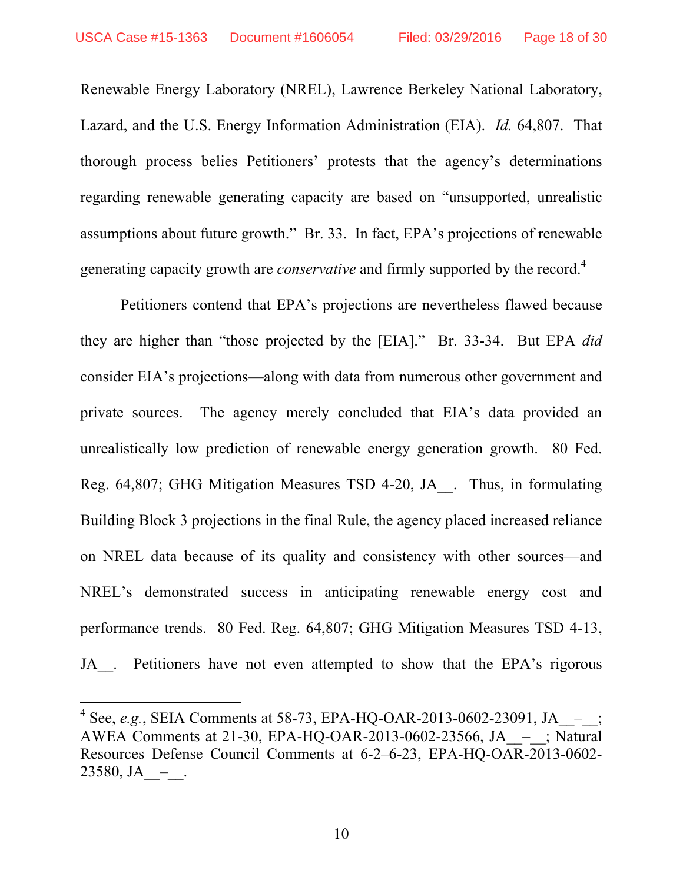Renewable Energy Laboratory (NREL), Lawrence Berkeley National Laboratory, Lazard, and the U.S. Energy Information Administration (EIA). *Id.* 64,807. That thorough process belies Petitioners' protests that the agency's determinations regarding renewable generating capacity are based on "unsupported, unrealistic assumptions about future growth." Br. 33. In fact, EPA's projections of renewable generating capacity growth are *conservative* and firmly supported by the record.[4]

Petitioners contend that EPA's projections are nevertheless flawed because they are higher than "those projected by the [EIA]." Br. 33-34. But EPA *did* consider EIA's projections—along with data from numerous other government and private sources. The agency merely concluded that EIA's data provided an unrealistically low prediction of renewable energy generation growth. 80 Fed. Reg. 64,807; GHG Mitigation Measures TSD 4-20, JA__. Thus, in formulating Building Block 3 projections in the final Rule, the agency placed increased reliance on NREL data because of its quality and consistency with other sources—and NREL's demonstrated success in anticipating renewable energy cost and performance trends. 80 Fed. Reg. 64,807; GHG Mitigation Measures TSD 4-13, JA__. Petitioners have not even attempted to show that the EPA's rigorous

---

[4] See, *e.g.*, SEIA Comments at 58-73, EPA-HQ-OAR-2013-0602-23091, JA__–__; AWEA Comments at 21-30, EPA-HQ-OAR-2013-0602-23566, JA__–__; Natural Resources Defense Council Comments at 6-2–6-23, EPA-HQ-OAR-2013-0602-23580, JA__–__.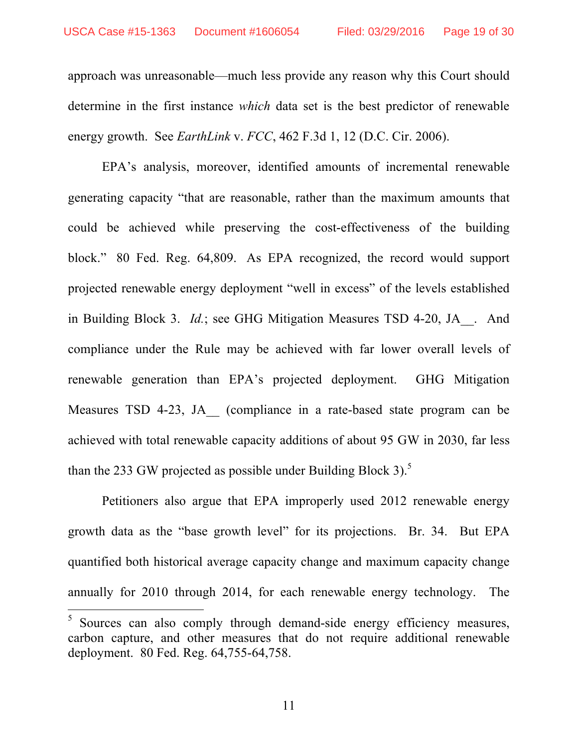approach was unreasonable—much less provide any reason why this Court should determine in the first instance *which* data set is the best predictor of renewable energy growth. See *EarthLink* v. *FCC*, 462 F.3d 1, 12 (D.C. Cir. 2006).

EPA's analysis, moreover, identified amounts of incremental renewable generating capacity "that are reasonable, rather than the maximum amounts that could be achieved while preserving the cost-effectiveness of the building block." 80 Fed. Reg. 64,809. As EPA recognized, the record would support projected renewable energy deployment "well in excess" of the levels established in Building Block 3. *Id.*; see GHG Mitigation Measures TSD 4-20, JA__. And compliance under the Rule may be achieved with far lower overall levels of renewable generation than EPA's projected deployment. GHG Mitigation Measures TSD 4-23, JA__ (compliance in a rate-based state program can be achieved with total renewable capacity additions of about 95 GW in 2030, far less than the 233 GW projected as possible under Building Block 3).[5]

Petitioners also argue that EPA improperly used 2012 renewable energy growth data as the "base growth level" for its projections. Br. 34. But EPA quantified both historical average capacity change and maximum capacity change annually for 2010 through 2014, for each renewable energy technology. The

---

[5] Sources can also comply through demand-side energy efficiency measures, carbon capture, and other measures that do not require additional renewable deployment. 80 Fed. Reg. 64,755-64,758.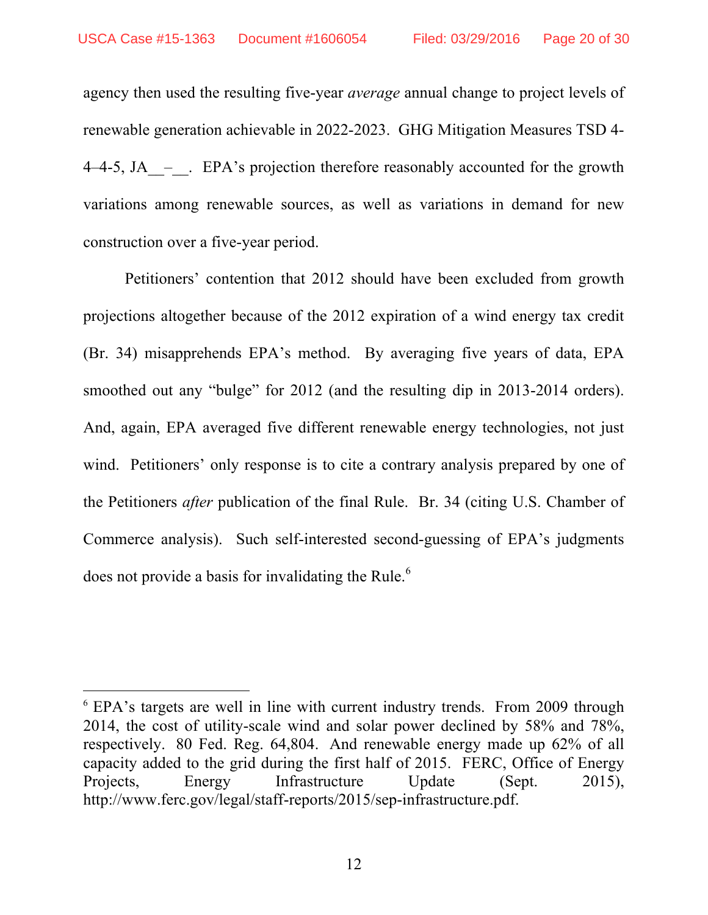agency then used the resulting five-year *average* annual change to project levels of renewable generation achievable in 2022-2023. GHG Mitigation Measures TSD 4-4–4-5, JA__–__. EPA's projection therefore reasonably accounted for the growth variations among renewable sources, as well as variations in demand for new construction over a five-year period.

Petitioners' contention that 2012 should have been excluded from growth projections altogether because of the 2012 expiration of a wind energy tax credit (Br. 34) misapprehends EPA's method. By averaging five years of data, EPA smoothed out any "bulge" for 2012 (and the resulting dip in 2013-2014 orders). And, again, EPA averaged five different renewable energy technologies, not just wind. Petitioners' only response is to cite a contrary analysis prepared by one of the Petitioners *after* publication of the final Rule. Br. 34 (citing U.S. Chamber of Commerce analysis). Such self-interested second-guessing of EPA's judgments does not provide a basis for invalidating the Rule.[6]

---

[6] EPA's targets are well in line with current industry trends. From 2009 through 2014, the cost of utility-scale wind and solar power declined by 58% and 78%, respectively. 80 Fed. Reg. 64,804. And renewable energy made up 62% of all capacity added to the grid during the first half of 2015. FERC, Office of Energy Projects, Energy Infrastructure Update (Sept. 2015), http://www.ferc.gov/legal/staff-reports/2015/sep-infrastructure.pdf.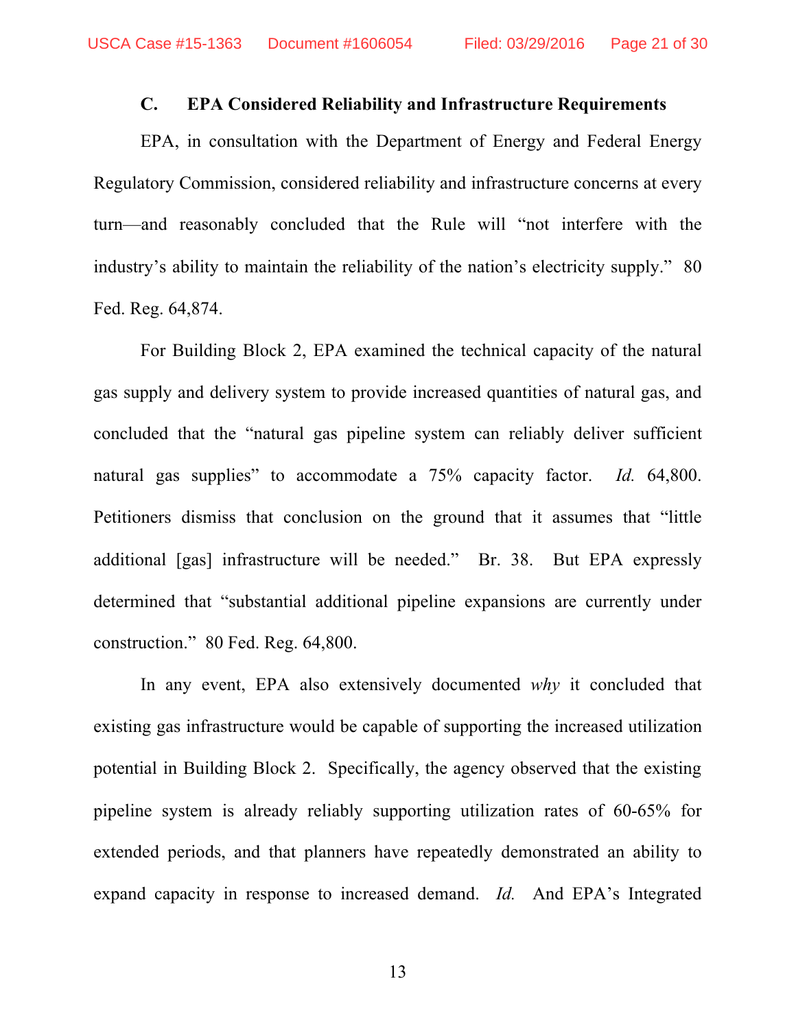### C. EPA Considered Reliability and Infrastructure Requirements

EPA, in consultation with the Department of Energy and Federal Energy Regulatory Commission, considered reliability and infrastructure concerns at every turn—and reasonably concluded that the Rule will "not interfere with the industry's ability to maintain the reliability of the nation's electricity supply." 80 Fed. Reg. 64,874.

For Building Block 2, EPA examined the technical capacity of the natural gas supply and delivery system to provide increased quantities of natural gas, and concluded that the "natural gas pipeline system can reliably deliver sufficient natural gas supplies" to accommodate a 75% capacity factor. *Id.* 64,800. Petitioners dismiss that conclusion on the ground that it assumes that "little additional [gas] infrastructure will be needed." Br. 38. But EPA expressly determined that "substantial additional pipeline expansions are currently under construction." 80 Fed. Reg. 64,800.

In any event, EPA also extensively documented *why* it concluded that existing gas infrastructure would be capable of supporting the increased utilization potential in Building Block 2. Specifically, the agency observed that the existing pipeline system is already reliably supporting utilization rates of 60-65% for extended periods, and that planners have repeatedly demonstrated an ability to expand capacity in response to increased demand. *Id.* And EPA's Integrated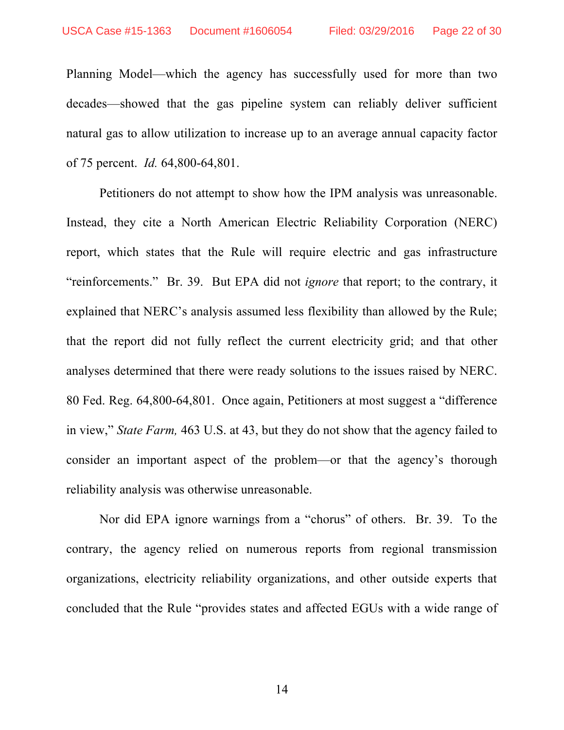Planning Model—which the agency has successfully used for more than two decades—showed that the gas pipeline system can reliably deliver sufficient natural gas to allow utilization to increase up to an average annual capacity factor of 75 percent. *Id.* 64,800-64,801.

Petitioners do not attempt to show how the IPM analysis was unreasonable. Instead, they cite a North American Electric Reliability Corporation (NERC) report, which states that the Rule will require electric and gas infrastructure "reinforcements." Br. 39. But EPA did not *ignore* that report; to the contrary, it explained that NERC's analysis assumed less flexibility than allowed by the Rule; that the report did not fully reflect the current electricity grid; and that other analyses determined that there were ready solutions to the issues raised by NERC. 80 Fed. Reg. 64,800-64,801. Once again, Petitioners at most suggest a "difference in view," *State Farm,* 463 U.S. at 43, but they do not show that the agency failed to consider an important aspect of the problem—or that the agency's thorough reliability analysis was otherwise unreasonable.

Nor did EPA ignore warnings from a "chorus" of others. Br. 39. To the contrary, the agency relied on numerous reports from regional transmission organizations, electricity reliability organizations, and other outside experts that concluded that the Rule "provides states and affected EGUs with a wide range of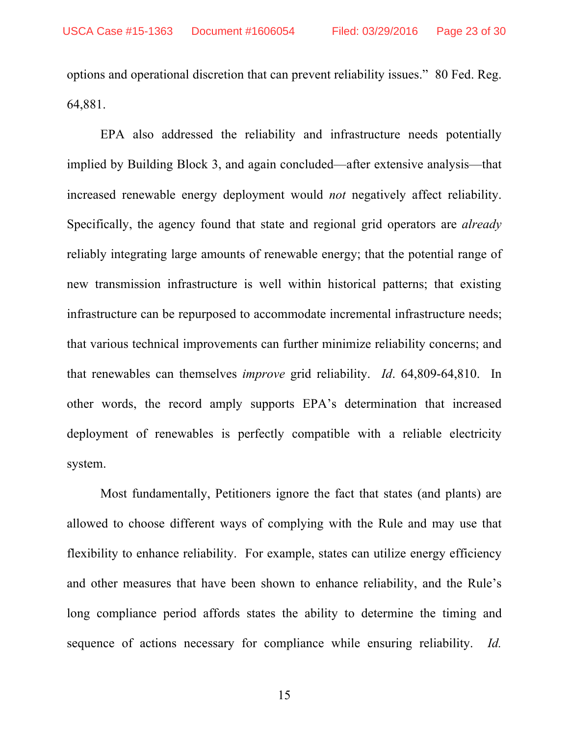options and operational discretion that can prevent reliability issues." 80 Fed. Reg. 64,881.

EPA also addressed the reliability and infrastructure needs potentially implied by Building Block 3, and again concluded—after extensive analysis—that increased renewable energy deployment would *not* negatively affect reliability. Specifically, the agency found that state and regional grid operators are *already* reliably integrating large amounts of renewable energy; that the potential range of new transmission infrastructure is well within historical patterns; that existing infrastructure can be repurposed to accommodate incremental infrastructure needs; that various technical improvements can further minimize reliability concerns; and that renewables can themselves *improve* grid reliability. *Id*. 64,809-64,810. In other words, the record amply supports EPA's determination that increased deployment of renewables is perfectly compatible with a reliable electricity system.

Most fundamentally, Petitioners ignore the fact that states (and plants) are allowed to choose different ways of complying with the Rule and may use that flexibility to enhance reliability. For example, states can utilize energy efficiency and other measures that have been shown to enhance reliability, and the Rule's long compliance period affords states the ability to determine the timing and sequence of actions necessary for compliance while ensuring reliability. *Id.*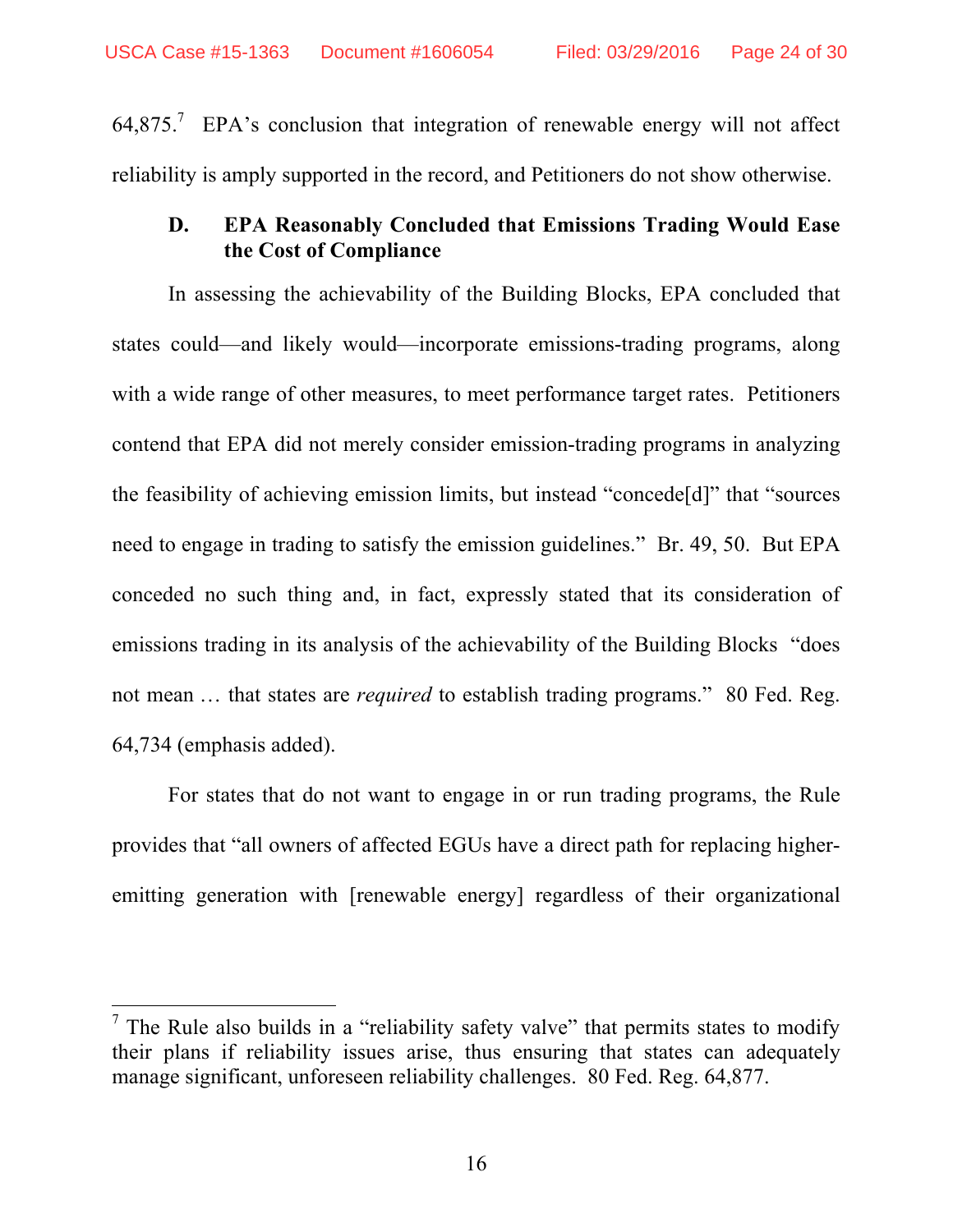64,875.[7] EPA's conclusion that integration of renewable energy will not affect reliability is amply supported in the record, and Petitioners do not show otherwise.

### D. EPA Reasonably Concluded that Emissions Trading Would Ease the Cost of Compliance

In assessing the achievability of the Building Blocks, EPA concluded that states could—and likely would—incorporate emissions-trading programs, along with a wide range of other measures, to meet performance target rates. Petitioners contend that EPA did not merely consider emission-trading programs in analyzing the feasibility of achieving emission limits, but instead "concede[d]" that "sources need to engage in trading to satisfy the emission guidelines." Br. 49, 50. But EPA conceded no such thing and, in fact, expressly stated that its consideration of emissions trading in its analysis of the achievability of the Building Blocks "does not mean … that states are *required* to establish trading programs." 80 Fed. Reg. 64,734 (emphasis added).

For states that do not want to engage in or run trading programs, the Rule provides that "all owners of affected EGUs have a direct path for replacing higher-emitting generation with [renewable energy] regardless of their organizational

[7] The Rule also builds in a "reliability safety valve" that permits states to modify their plans if reliability issues arise, thus ensuring that states can adequately manage significant, unforeseen reliability challenges. 80 Fed. Reg. 64,877.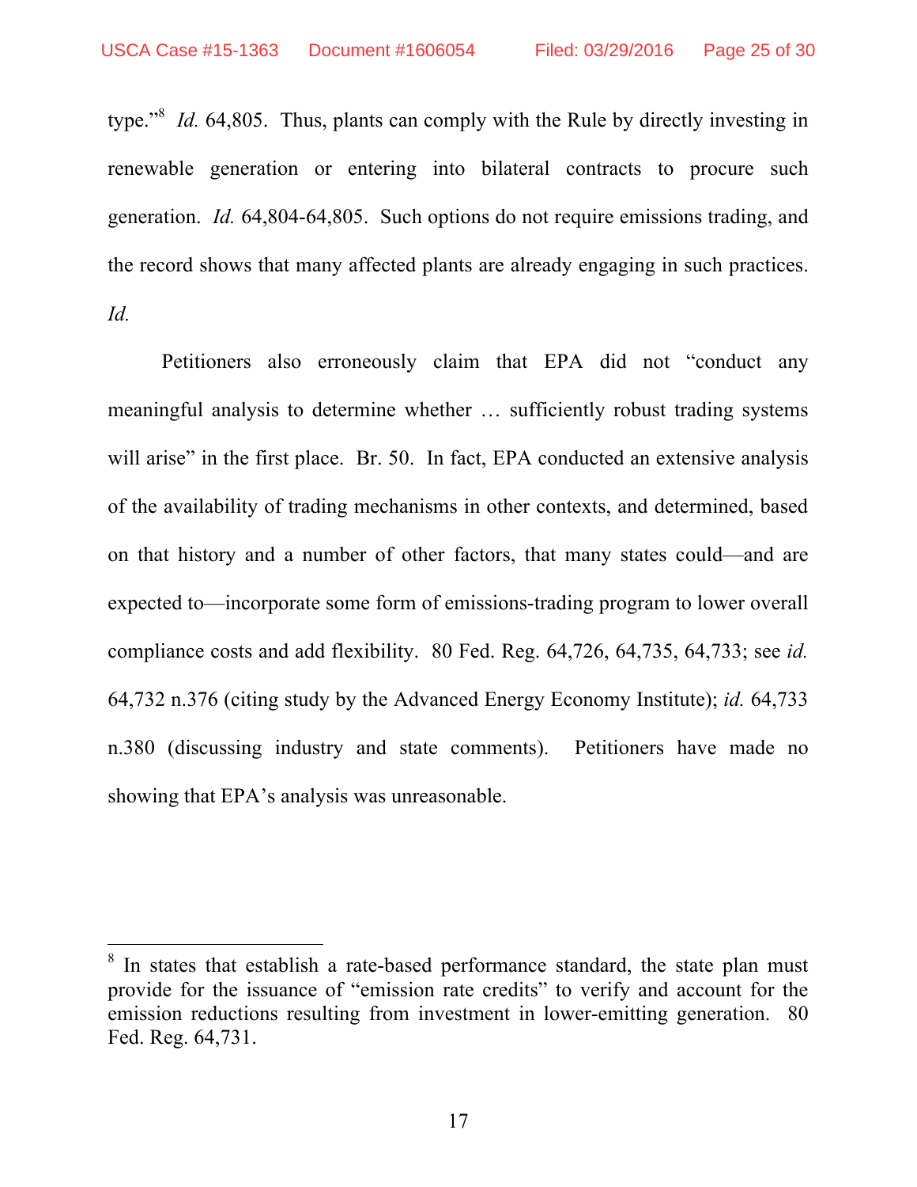type."[8] *Id.* 64,805. Thus, plants can comply with the Rule by directly investing in renewable generation or entering into bilateral contracts to procure such generation. *Id.* 64,804-64,805. Such options do not require emissions trading, and the record shows that many affected plants are already engaging in such practices. *Id.*

Petitioners also erroneously claim that EPA did not "conduct any meaningful analysis to determine whether … sufficiently robust trading systems will arise" in the first place. Br. 50. In fact, EPA conducted an extensive analysis of the availability of trading mechanisms in other contexts, and determined, based on that history and a number of other factors, that many states could—and are expected to—incorporate some form of emissions-trading program to lower overall compliance costs and add flexibility. 80 Fed. Reg. 64,726, 64,735, 64,733; see *id.* 64,732 n.376 (citing study by the Advanced Energy Economy Institute); *id.* 64,733 n.380 (discussing industry and state comments). Petitioners have made no showing that EPA's analysis was unreasonable.

---

[8] In states that establish a rate-based performance standard, the state plan must provide for the issuance of "emission rate credits" to verify and account for the emission reductions resulting from investment in lower-emitting generation. 80 Fed. Reg. 64,731.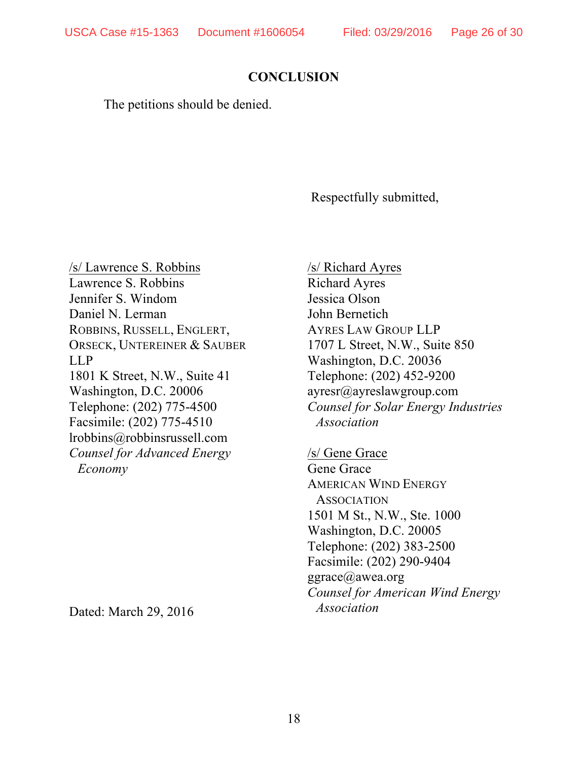## CONCLUSION

The petitions should be denied.

Respectfully submitted,

/s/ Lawrence S. Robbins
Lawrence S. Robbins
Jennifer S. Windom
Daniel N. Lerman
ROBBINS, RUSSELL, ENGLERT, ORSECK, UNTEREINER & SAUBER LLP
1801 K Street, N.W., Suite 41
Washington, D.C. 20006
Telephone: (202) 775-4500
Facsimile: (202) 775-4510
lrobbins@robbinsrussell.com
*Counsel for Advanced Energy Economy*

/s/ Richard Ayres
Richard Ayres
Jessica Olson
John Bernetich
AYRES LAW GROUP LLP
1707 L Street, N.W., Suite 850
Washington, D.C. 20036
Telephone: (202) 452-9200
ayresr@ayreslawgroup.com
*Counsel for Solar Energy Industries Association*

/s/ Gene Grace
Gene Grace
AMERICAN WIND ENERGY ASSOCIATION
1501 M St., N.W., Ste. 1000
Washington, D.C. 20005
Telephone: (202) 383-2500
Facsimile: (202) 290-9404
ggrace@awea.org
*Counsel for American Wind Energy Association*

Dated: March 29, 2016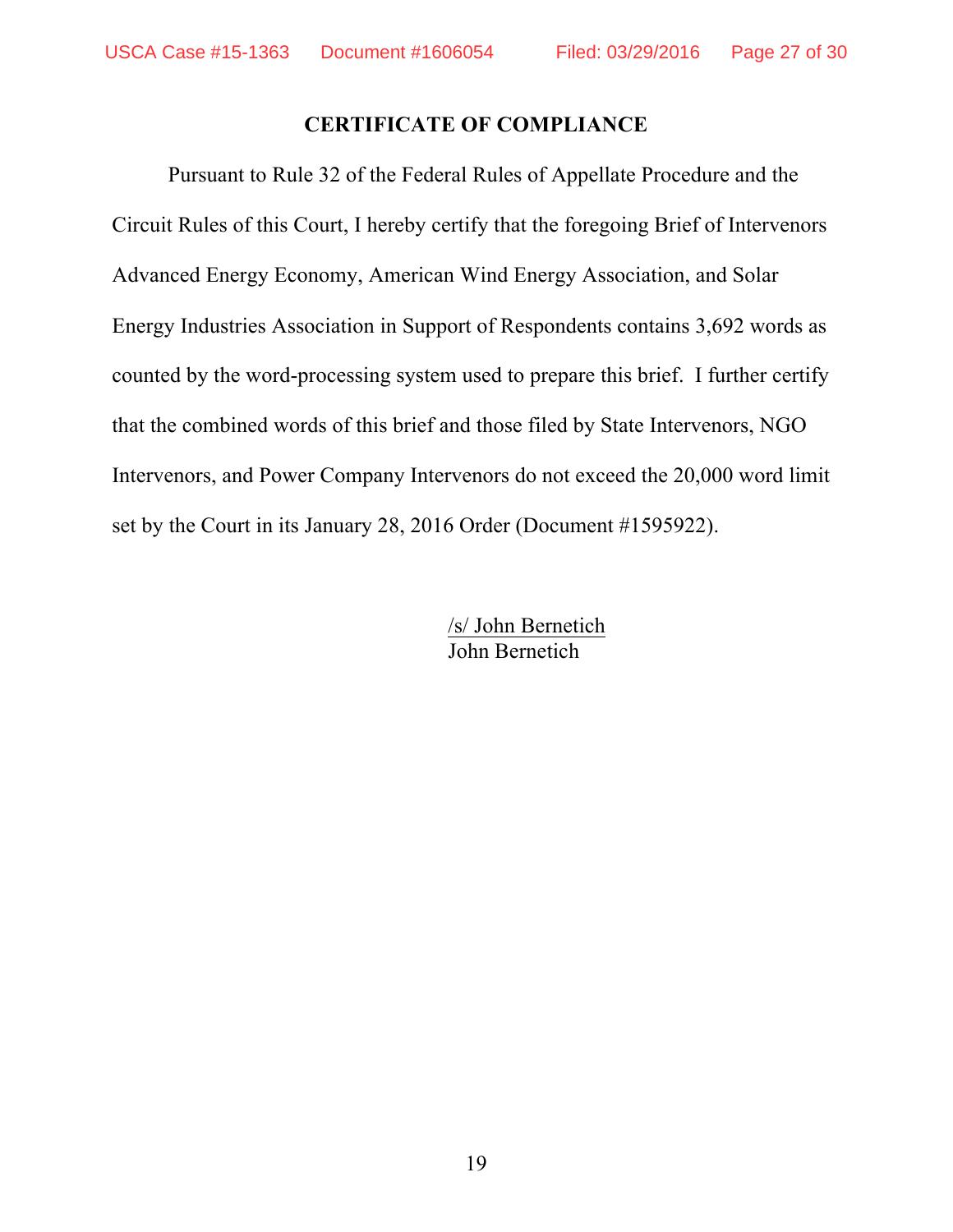## CERTIFICATE OF COMPLIANCE

Pursuant to Rule 32 of the Federal Rules of Appellate Procedure and the Circuit Rules of this Court, I hereby certify that the foregoing Brief of Intervenors Advanced Energy Economy, American Wind Energy Association, and Solar Energy Industries Association in Support of Respondents contains 3,692 words as counted by the word-processing system used to prepare this brief. I further certify that the combined words of this brief and those filed by State Intervenors, NGO Intervenors, and Power Company Intervenors do not exceed the 20,000 word limit set by the Court in its January 28, 2016 Order (Document #1595922).

/s/ John Bernetich
John Bernetich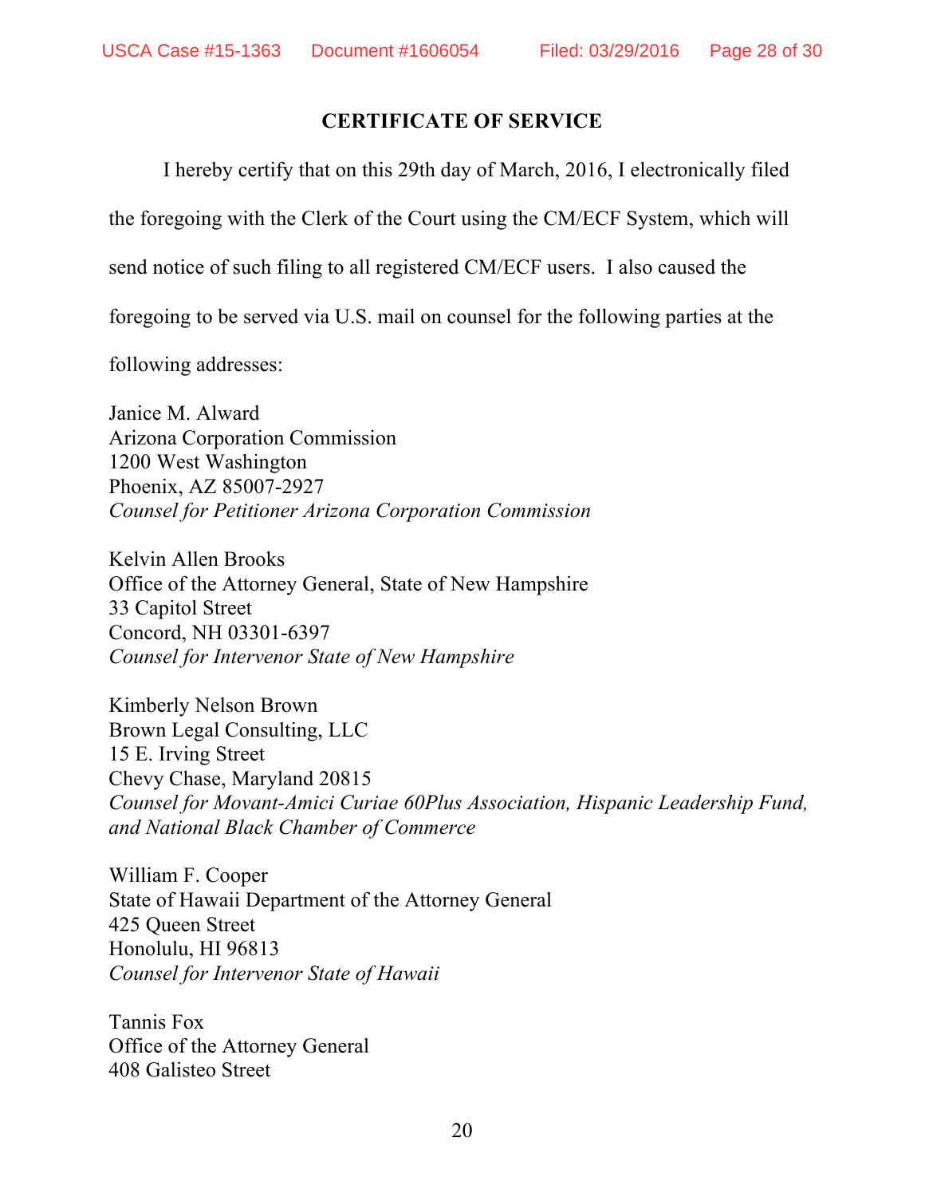## CERTIFICATE OF SERVICE

I hereby certify that on this 29th day of March, 2016, I electronically filed the foregoing with the Clerk of the Court using the CM/ECF System, which will send notice of such filing to all registered CM/ECF users. I also caused the foregoing to be served via U.S. mail on counsel for the following parties at the following addresses:

Janice M. Alward
Arizona Corporation Commission
1200 West Washington
Phoenix, AZ 85007-2927
*Counsel for Petitioner Arizona Corporation Commission*

Kelvin Allen Brooks
Office of the Attorney General, State of New Hampshire
33 Capitol Street
Concord, NH 03301-6397
*Counsel for Intervenor State of New Hampshire*

Kimberly Nelson Brown
Brown Legal Consulting, LLC
15 E. Irving Street
Chevy Chase, Maryland 20815
*Counsel for Movant-Amici Curiae 60Plus Association, Hispanic Leadership Fund, and National Black Chamber of Commerce*

William F. Cooper
State of Hawaii Department of the Attorney General
425 Queen Street
Honolulu, HI 96813
*Counsel for Intervenor State of Hawaii*

Tannis Fox
Office of the Attorney General
408 Galisteo Street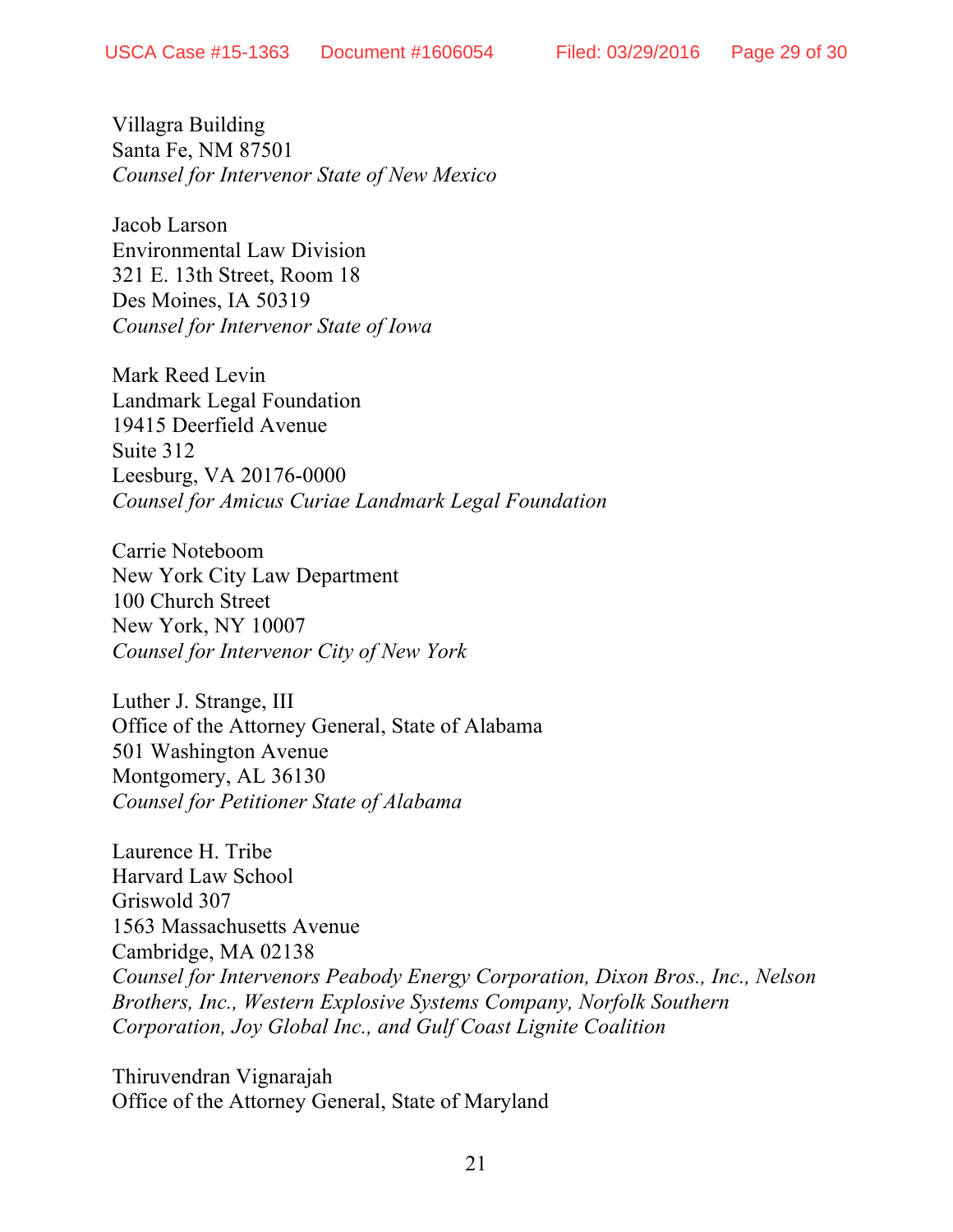Villagra Building
Santa Fe, NM 87501
*Counsel for Intervenor State of New Mexico*

Jacob Larson
Environmental Law Division
321 E. 13th Street, Room 18
Des Moines, IA 50319
*Counsel for Intervenor State of Iowa*

Mark Reed Levin
Landmark Legal Foundation
19415 Deerfield Avenue
Suite 312
Leesburg, VA 20176-0000
*Counsel for Amicus Curiae Landmark Legal Foundation*

Carrie Noteboom
New York City Law Department
100 Church Street
New York, NY 10007
*Counsel for Intervenor City of New York*

Luther J. Strange, III
Office of the Attorney General, State of Alabama
501 Washington Avenue
Montgomery, AL 36130
*Counsel for Petitioner State of Alabama*

Laurence H. Tribe
Harvard Law School
Griswold 307
1563 Massachusetts Avenue
Cambridge, MA 02138
*Counsel for Intervenors Peabody Energy Corporation, Dixon Bros., Inc., Nelson Brothers, Inc., Western Explosive Systems Company, Norfolk Southern Corporation, Joy Global Inc., and Gulf Coast Lignite Coalition*

Thiruvendran Vignarajah
Office of the Attorney General, State of Maryland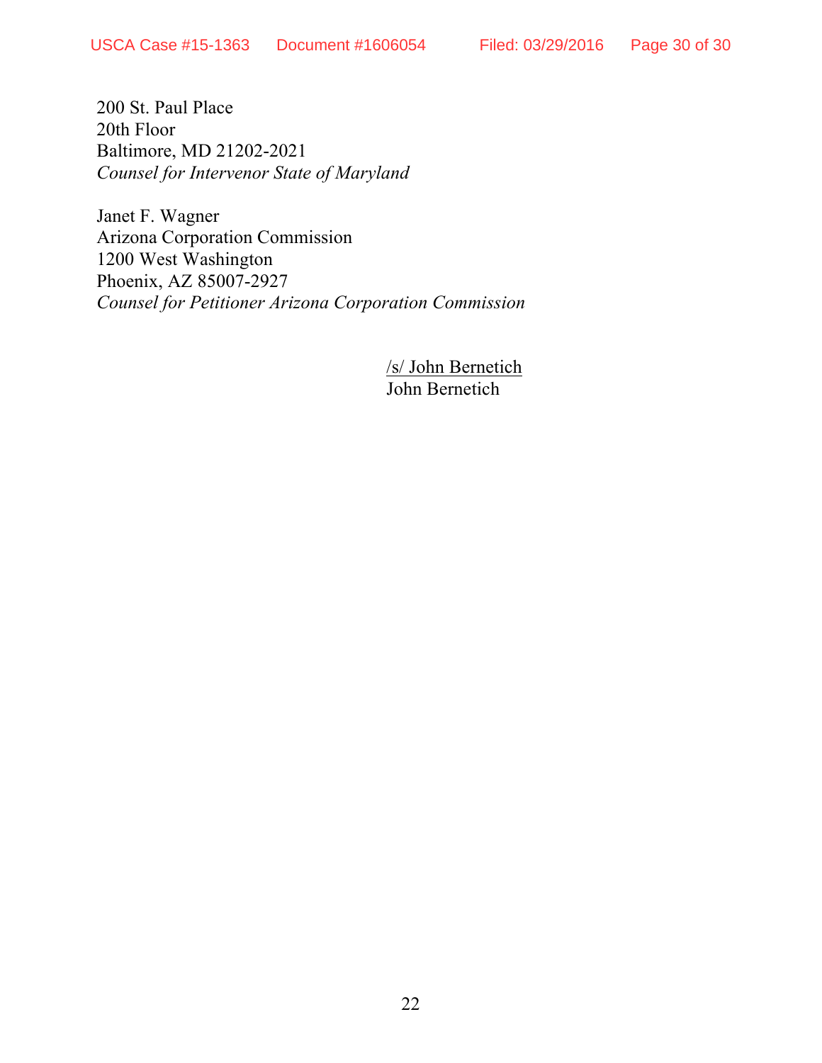200 St. Paul Place
20th Floor
Baltimore, MD 21202-2021
*Counsel for Intervenor State of Maryland*

Janet F. Wagner
Arizona Corporation Commission
1200 West Washington
Phoenix, AZ 85007-2927
*Counsel for Petitioner Arizona Corporation Commission*

/s/ John Bernetich
John Bernetich